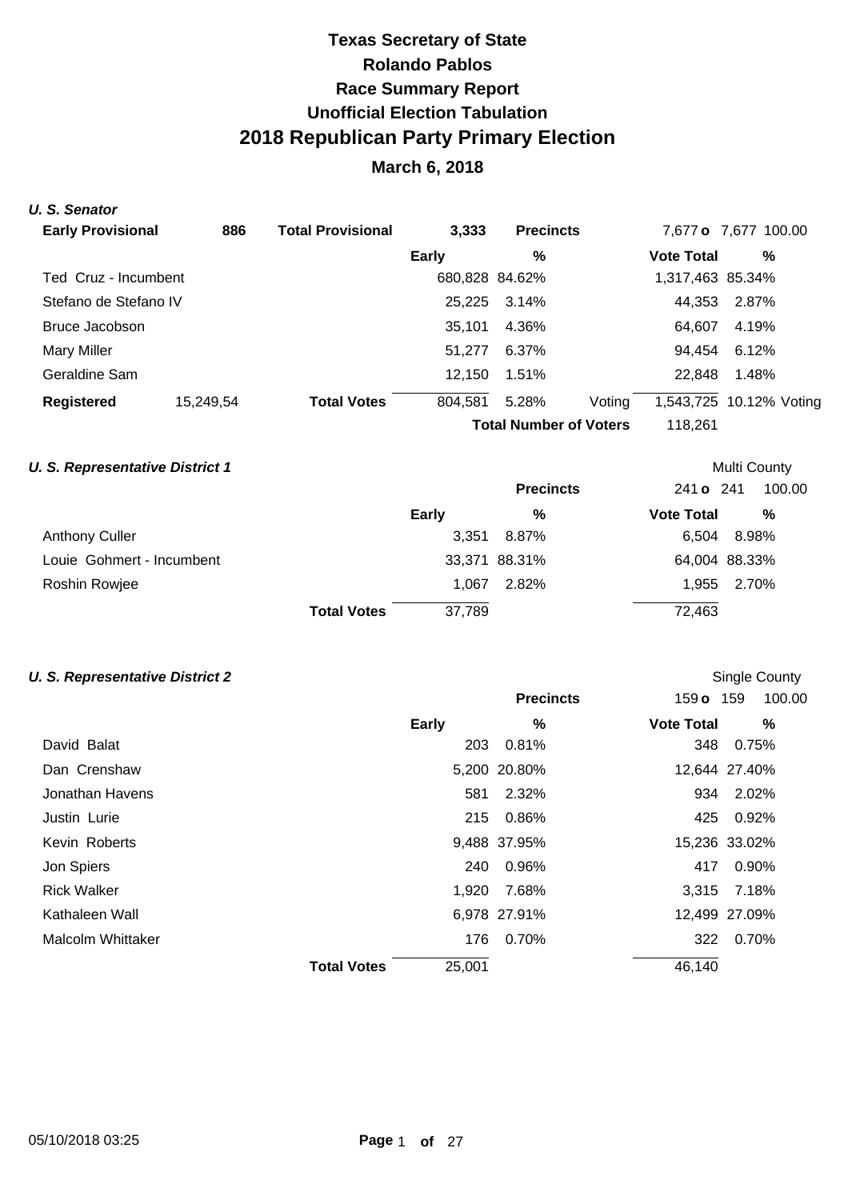# Texas Secretary of State
# Rolando Pablos
## Race Summary Report
## Unofficial Election Tabulation
# 2018 Republican Party Primary Election
### March 6, 2018

***U. S. Senator***

| Early Provisional | 886 | Total Provisional | 3,333 | Precincts | | 7,677 o 7,677 | 100.00 |
|---|---|---|---|---|---|---|---|
| | | | **Early** | **%** | | **Vote Total** | **%** |
| Ted Cruz - Incumbent | | | 680,828 | 84.62% | | 1,317,463 | 85.34% |
| Stefano de Stefano IV | | | 25,225 | 3.14% | | 44,353 | 2.87% |
| Bruce Jacobson | | | 35,101 | 4.36% | | 64,607 | 4.19% |
| Mary Miller | | | 51,277 | 6.37% | | 94,454 | 6.12% |
| Geraldine Sam | | | 12,150 | 1.51% | | 22,848 | 1.48% |
| **Registered** | 15,249,54 | **Total Votes** | 804,581 | 5.28% | Voting | 1,543,725 | 10.12% Voting |
| | | | | **Total Number of Voters** | | 118,261 | |

***U. S. Representative District 1***

Multi County

| | | **Precincts** | 241 o 241 | 100.00 |
|---|---|---|---|---|
| | **Early** | **%** | **Vote Total** | **%** |
| Anthony Culler | 3,351 | 8.87% | 6,504 | 8.98% |
| Louie Gohmert - Incumbent | 33,371 | 88.31% | 64,004 | 88.33% |
| Roshin Rowjee | 1,067 | 2.82% | 1,955 | 2.70% |
| **Total Votes** | 37,789 | | 72,463 | |

***U. S. Representative District 2***

Single County

| | | **Precincts** | 159 o 159 | 100.00 |
|---|---|---|---|---|
| | **Early** | **%** | **Vote Total** | **%** |
| David Balat | 203 | 0.81% | 348 | 0.75% |
| Dan Crenshaw | 5,200 | 20.80% | 12,644 | 27.40% |
| Jonathan Havens | 581 | 2.32% | 934 | 2.02% |
| Justin Lurie | 215 | 0.86% | 425 | 0.92% |
| Kevin Roberts | 9,488 | 37.95% | 15,236 | 33.02% |
| Jon Spiers | 240 | 0.96% | 417 | 0.90% |
| Rick Walker | 1,920 | 7.68% | 3,315 | 7.18% |
| Kathaleen Wall | 6,978 | 27.91% | 12,499 | 27.09% |
| Malcolm Whittaker | 176 | 0.70% | 322 | 0.70% |
| **Total Votes** | 25,001 | | 46,140 | |

05/10/2018 03:25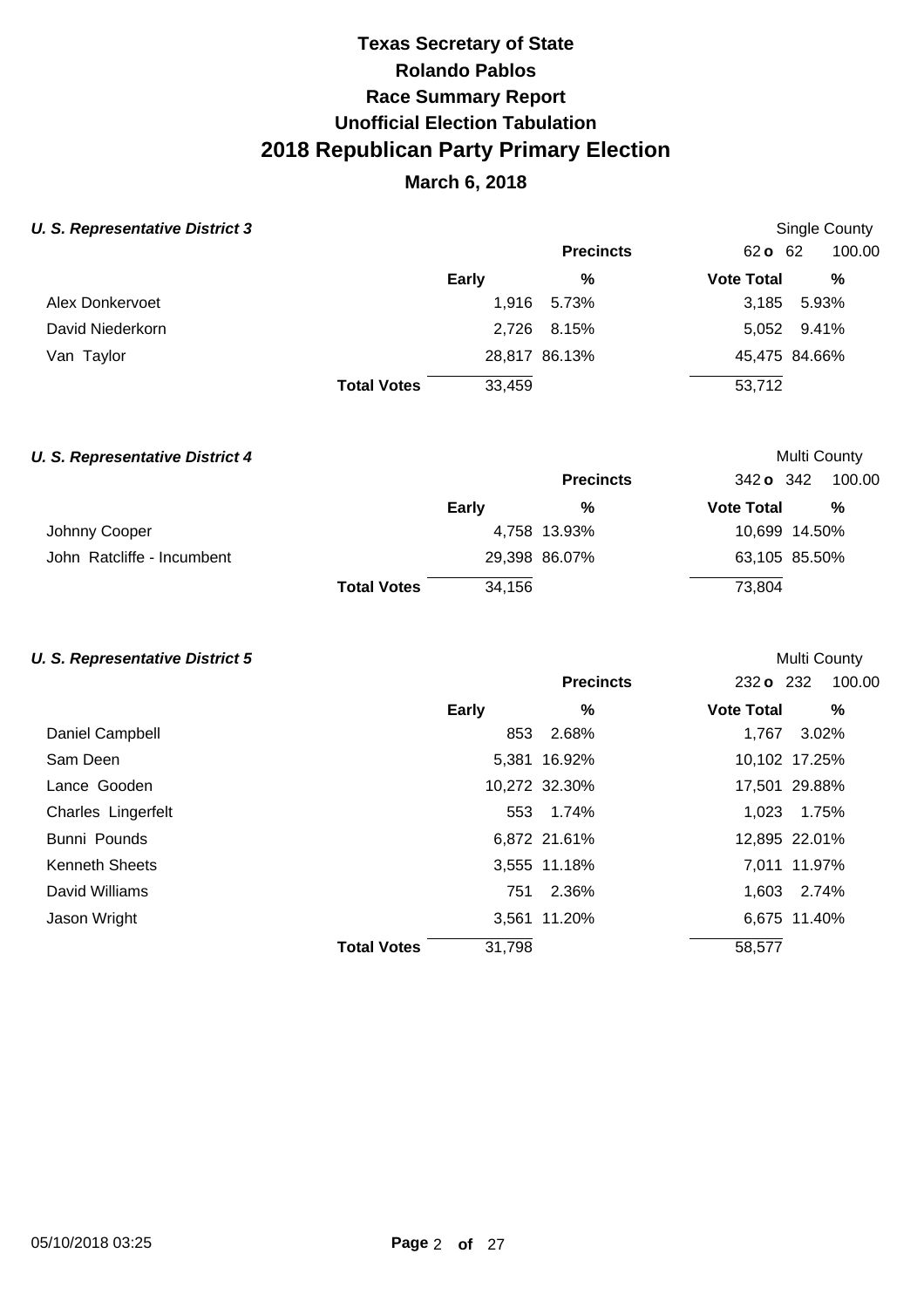# Texas Secretary of State
# Rolando Pablos
# Race Summary Report
# Unofficial Election Tabulation
# 2018 Republican Party Primary Election
## March 6, 2018

### *U. S. Representative District 3*

Single County

| | Early | % | Vote Total | % |
|---|---|---|---|---|
| | | **Precincts** | 62 o 62 | 100.00 |
| Alex Donkervoet | 1,916 | 5.73% | 3,185 | 5.93% |
| David Niederkorn | 2,726 | 8.15% | 5,052 | 9.41% |
| Van Taylor | 28,817 | 86.13% | 45,475 | 84.66% |
| **Total Votes** | 33,459 | | 53,712 | |

### *U. S. Representative District 4*

Multi County

| | Early | % | Vote Total | % |
|---|---|---|---|---|
| | | **Precincts** | 342 o 342 | 100.00 |
| Johnny Cooper | 4,758 | 13.93% | 10,699 | 14.50% |
| John Ratcliffe - Incumbent | 29,398 | 86.07% | 63,105 | 85.50% |
| **Total Votes** | 34,156 | | 73,804 | |

### *U. S. Representative District 5*

Multi County

| | Early | % | Vote Total | % |
|---|---|---|---|---|
| | | **Precincts** | 232 o 232 | 100.00 |
| Daniel Campbell | 853 | 2.68% | 1,767 | 3.02% |
| Sam Deen | 5,381 | 16.92% | 10,102 | 17.25% |
| Lance Gooden | 10,272 | 32.30% | 17,501 | 29.88% |
| Charles Lingerfelt | 553 | 1.74% | 1,023 | 1.75% |
| Bunni Pounds | 6,872 | 21.61% | 12,895 | 22.01% |
| Kenneth Sheets | 3,555 | 11.18% | 7,011 | 11.97% |
| David Williams | 751 | 2.36% | 1,603 | 2.74% |
| Jason Wright | 3,561 | 11.20% | 6,675 | 11.40% |
| **Total Votes** | 31,798 | | 58,577 | |

05/10/2018 03:25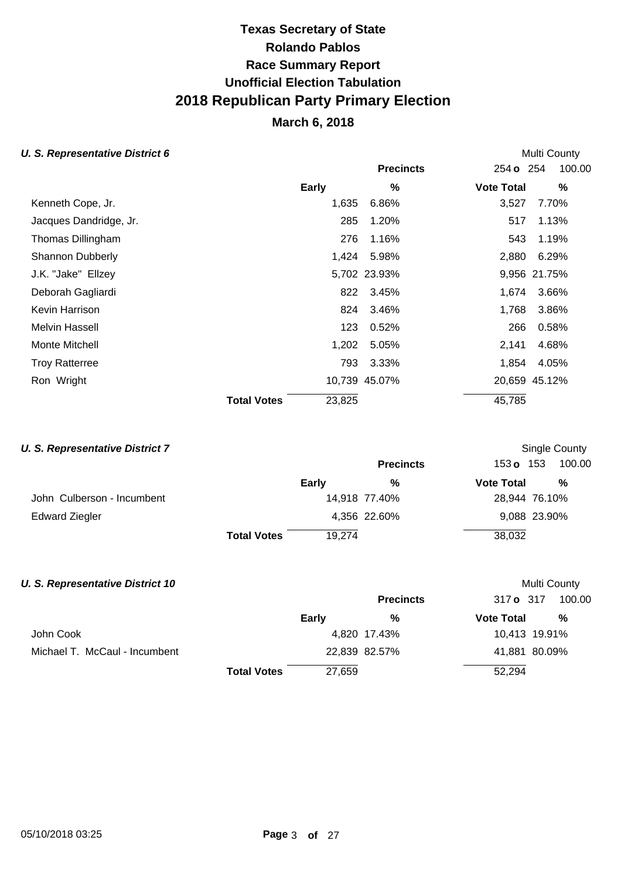# Texas Secretary of State
# Rolando Pablos
# Race Summary Report
# Unofficial Election Tabulation
# 2018 Republican Party Primary Election

## March 6, 2018

### *U. S. Representative District 6*

Multi County

| | Early | % | Vote Total | % |
|---|---|---|---|---|
| | | **Precincts** | 254 **o** 254 | 100.00 |
| Kenneth Cope, Jr. | 1,635 | 6.86% | 3,527 | 7.70% |
| Jacques Dandridge, Jr. | 285 | 1.20% | 517 | 1.13% |
| Thomas Dillingham | 276 | 1.16% | 543 | 1.19% |
| Shannon Dubberly | 1,424 | 5.98% | 2,880 | 6.29% |
| J.K. "Jake" Ellzey | 5,702 | 23.93% | 9,956 | 21.75% |
| Deborah Gagliardi | 822 | 3.45% | 1,674 | 3.66% |
| Kevin Harrison | 824 | 3.46% | 1,768 | 3.86% |
| Melvin Hassell | 123 | 0.52% | 266 | 0.58% |
| Monte Mitchell | 1,202 | 5.05% | 2,141 | 4.68% |
| Troy Ratterree | 793 | 3.33% | 1,854 | 4.05% |
| Ron Wright | 10,739 | 45.07% | 20,659 | 45.12% |
| **Total Votes** | 23,825 | | 45,785 | |

### *U. S. Representative District 7*

Single County

| | Early | % | Vote Total | % |
|---|---|---|---|---|
| | | **Precincts** | 153 **o** 153 | 100.00 |
| John Culberson - Incumbent | 14,918 | 77.40% | 28,944 | 76.10% |
| Edward Ziegler | 4,356 | 22.60% | 9,088 | 23.90% |
| **Total Votes** | 19,274 | | 38,032 | |

### *U. S. Representative District 10*

Multi County

| | Early | % | Vote Total | % |
|---|---|---|---|---|
| | | **Precincts** | 317 **o** 317 | 100.00 |
| John Cook | 4,820 | 17.43% | 10,413 | 19.91% |
| Michael T. McCaul - Incumbent | 22,839 | 82.57% | 41,881 | 80.09% |
| **Total Votes** | 27,659 | | 52,294 | |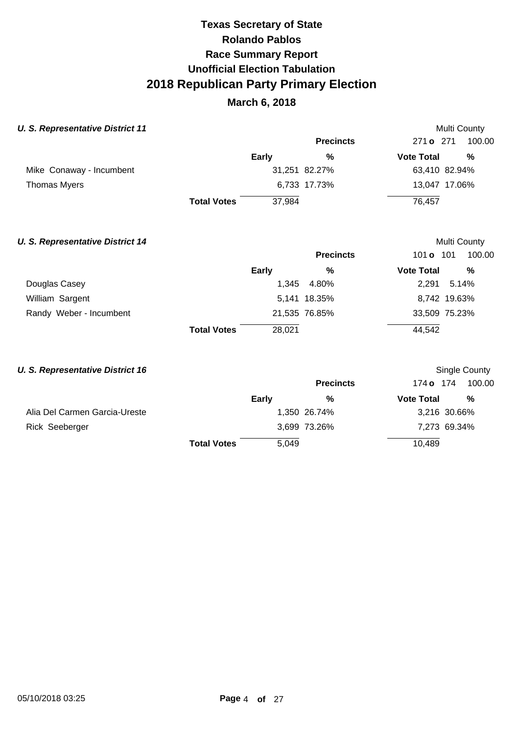# Texas Secretary of State
# Rolando Pablos
## Race Summary Report
## Unofficial Election Tabulation
# 2018 Republican Party Primary Election
## March 6, 2018

### *U. S. Representative District 11*

Multi County

| | Early | % | Vote Total | % |
|---|---|---|---|---|
| | | **Precincts** | 271 **o** 271 | 100.00 |
| Mike Conaway - Incumbent | 31,251 | 82.27% | 63,410 | 82.94% |
| Thomas Myers | 6,733 | 17.73% | 13,047 | 17.06% |
| **Total Votes** | 37,984 | | 76,457 | |

### *U. S. Representative District 14*

Multi County

| | Early | % | Vote Total | % |
|---|---|---|---|---|
| | | **Precincts** | 101 **o** 101 | 100.00 |
| Douglas Casey | 1,345 | 4.80% | 2,291 | 5.14% |
| William Sargent | 5,141 | 18.35% | 8,742 | 19.63% |
| Randy Weber - Incumbent | 21,535 | 76.85% | 33,509 | 75.23% |
| **Total Votes** | 28,021 | | 44,542 | |

### *U. S. Representative District 16*

Single County

| | Early | % | Vote Total | % |
|---|---|---|---|---|
| | | **Precincts** | 174 **o** 174 | 100.00 |
| Alia Del Carmen Garcia-Ureste | 1,350 | 26.74% | 3,216 | 30.66% |
| Rick Seeberger | 3,699 | 73.26% | 7,273 | 69.34% |
| **Total Votes** | 5,049 | | 10,489 | |

05/10/2018 03:25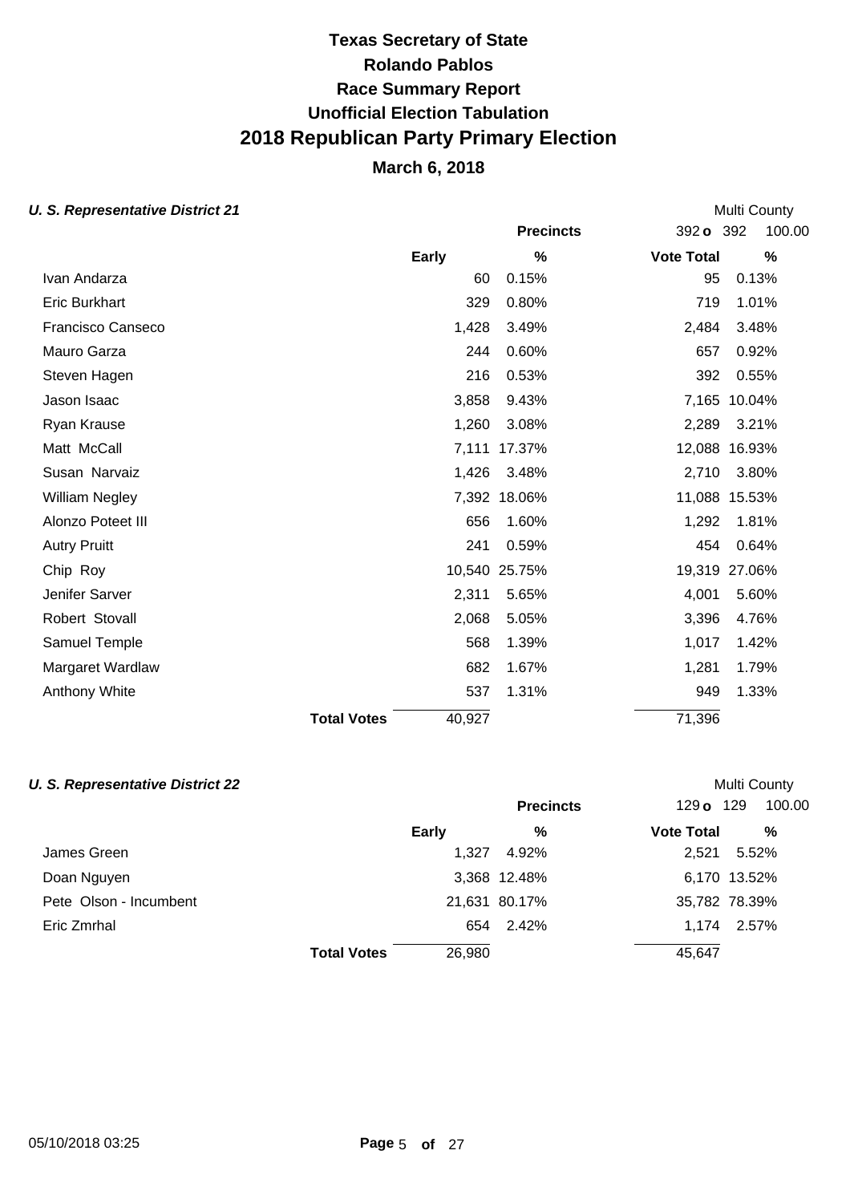# Texas Secretary of State
# Rolando Pablos
# Race Summary Report
# Unofficial Election Tabulation
# 2018 Republican Party Primary Election
## March 6, 2018

### *U. S. Representative District 21*

Multi County

Precincts: 392 o 392 100.00

| Candidate | Early | % | Vote Total | % |
|---|---|---|---|---|
| Ivan Andarza | 60 | 0.15% | 95 | 0.13% |
| Eric Burkhart | 329 | 0.80% | 719 | 1.01% |
| Francisco Canseco | 1,428 | 3.49% | 2,484 | 3.48% |
| Mauro Garza | 244 | 0.60% | 657 | 0.92% |
| Steven Hagen | 216 | 0.53% | 392 | 0.55% |
| Jason Isaac | 3,858 | 9.43% | 7,165 | 10.04% |
| Ryan Krause | 1,260 | 3.08% | 2,289 | 3.21% |
| Matt McCall | 7,111 | 17.37% | 12,088 | 16.93% |
| Susan Narvaiz | 1,426 | 3.48% | 2,710 | 3.80% |
| William Negley | 7,392 | 18.06% | 11,088 | 15.53% |
| Alonzo Poteet III | 656 | 1.60% | 1,292 | 1.81% |
| Autry Pruitt | 241 | 0.59% | 454 | 0.64% |
| Chip Roy | 10,540 | 25.75% | 19,319 | 27.06% |
| Jenifer Sarver | 2,311 | 5.65% | 4,001 | 5.60% |
| Robert Stovall | 2,068 | 5.05% | 3,396 | 4.76% |
| Samuel Temple | 568 | 1.39% | 1,017 | 1.42% |
| Margaret Wardlaw | 682 | 1.67% | 1,281 | 1.79% |
| Anthony White | 537 | 1.31% | 949 | 1.33% |
| **Total Votes** | 40,927 | | 71,396 | |

### *U. S. Representative District 22*

Multi County

Precincts: 129 o 129 100.00

| Candidate | Early | % | Vote Total | % |
|---|---|---|---|---|
| James Green | 1,327 | 4.92% | 2,521 | 5.52% |
| Doan Nguyen | 3,368 | 12.48% | 6,170 | 13.52% |
| Pete Olson - Incumbent | 21,631 | 80.17% | 35,782 | 78.39% |
| Eric Zmrhal | 654 | 2.42% | 1,174 | 2.57% |
| **Total Votes** | 26,980 | | 45,647 | |

05/10/2018 03:25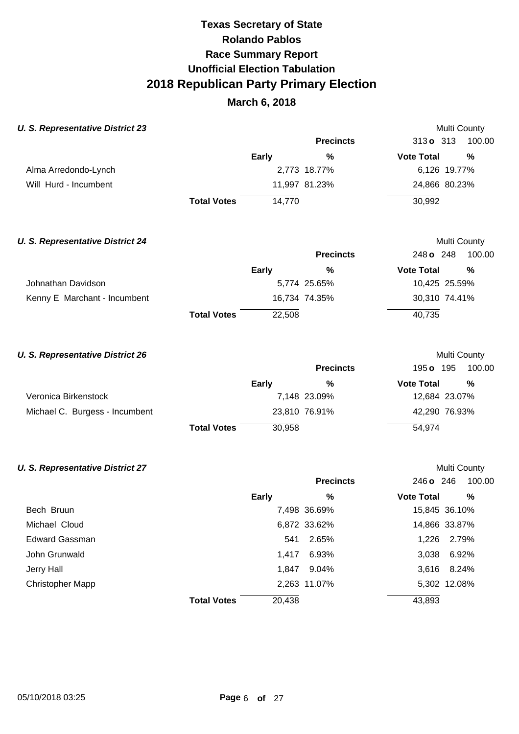# Texas Secretary of State
# Rolando Pablos
# Race Summary Report
# Unofficial Election Tabulation
# 2018 Republican Party Primary Election

**March 6, 2018**

### *U. S. Representative District 23*

Multi County

**Precincts** 313 **o** 313 100.00

| | Early | % | Vote Total | % |
|---|---|---|---|---|
| Alma Arredondo-Lynch | 2,773 | 18.77% | 6,126 | 19.77% |
| Will Hurd - Incumbent | 11,997 | 81.23% | 24,866 | 80.23% |
| **Total Votes** | 14,770 | | 30,992 | |

### *U. S. Representative District 24*

Multi County

**Precincts** 248 **o** 248 100.00

| | Early | % | Vote Total | % |
|---|---|---|---|---|
| Johnathan Davidson | 5,774 | 25.65% | 10,425 | 25.59% |
| Kenny E Marchant - Incumbent | 16,734 | 74.35% | 30,310 | 74.41% |
| **Total Votes** | 22,508 | | 40,735 | |

### *U. S. Representative District 26*

Multi County

**Precincts** 195 **o** 195 100.00

| | Early | % | Vote Total | % |
|---|---|---|---|---|
| Veronica Birkenstock | 7,148 | 23.09% | 12,684 | 23.07% |
| Michael C. Burgess - Incumbent | 23,810 | 76.91% | 42,290 | 76.93% |
| **Total Votes** | 30,958 | | 54,974 | |

### *U. S. Representative District 27*

Multi County

**Precincts** 246 **o** 246 100.00

| | Early | % | Vote Total | % |
|---|---|---|---|---|
| Bech Bruun | 7,498 | 36.69% | 15,845 | 36.10% |
| Michael Cloud | 6,872 | 33.62% | 14,866 | 33.87% |
| Edward Gassman | 541 | 2.65% | 1,226 | 2.79% |
| John Grunwald | 1,417 | 6.93% | 3,038 | 6.92% |
| Jerry Hall | 1,847 | 9.04% | 3,616 | 8.24% |
| Christopher Mapp | 2,263 | 11.07% | 5,302 | 12.08% |
| **Total Votes** | 20,438 | | 43,893 | |

05/10/2018 03:25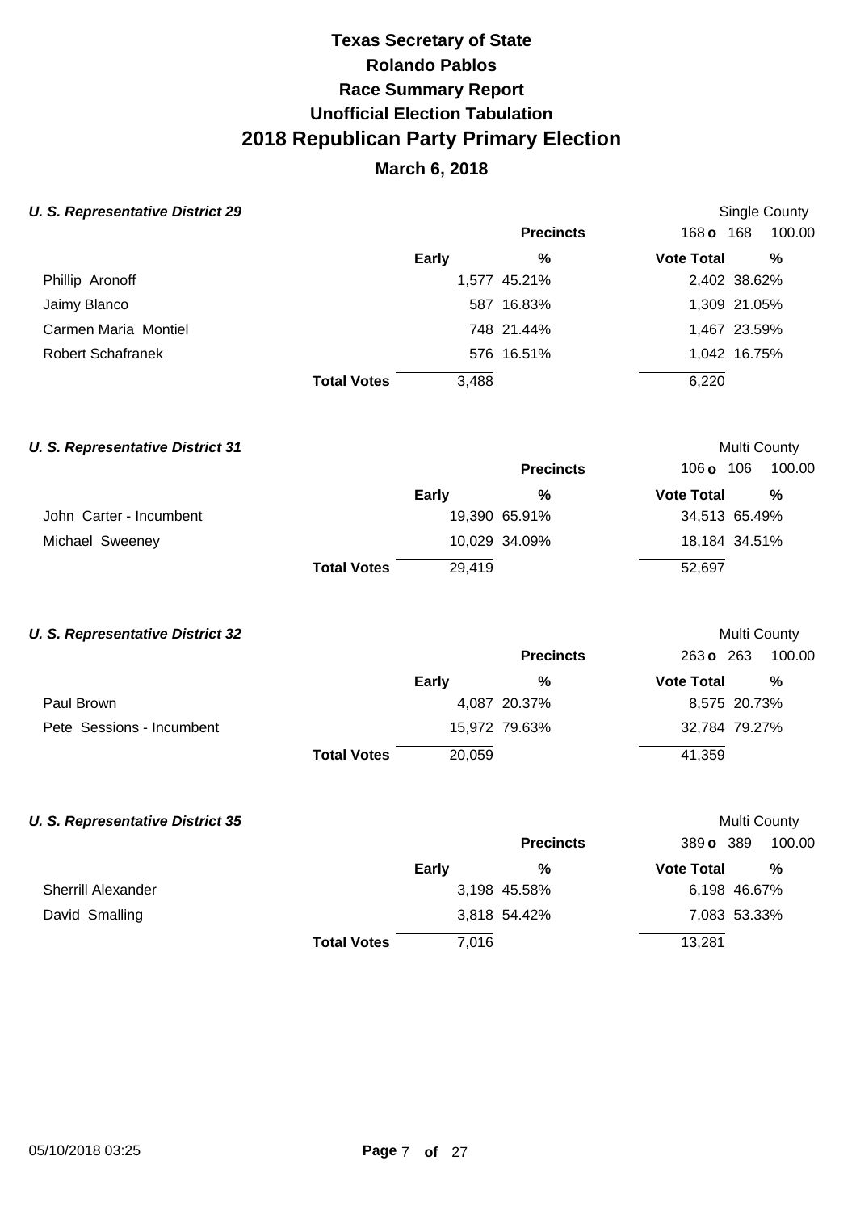# Texas Secretary of State
# Rolando Pablos
# Race Summary Report
# Unofficial Election Tabulation
# 2018 Republican Party Primary Election
## March 6, 2018

### *U. S. Representative District 29*

Single County

| | Precincts | | 168 o 168 | 100.00 |
|---|---|---|---|---|
| | Early | % | Vote Total | % |
| Phillip Aronoff | 1,577 | 45.21% | 2,402 | 38.62% |
| Jaimy Blanco | 587 | 16.83% | 1,309 | 21.05% |
| Carmen Maria Montiel | 748 | 21.44% | 1,467 | 23.59% |
| Robert Schafranek | 576 | 16.51% | 1,042 | 16.75% |
| **Total Votes** | 3,488 | | 6,220 | |

### *U. S. Representative District 31*

Multi County

| | Precincts | | 106 o 106 | 100.00 |
|---|---|---|---|---|
| | Early | % | Vote Total | % |
| John Carter - Incumbent | 19,390 | 65.91% | 34,513 | 65.49% |
| Michael Sweeney | 10,029 | 34.09% | 18,184 | 34.51% |
| **Total Votes** | 29,419 | | 52,697 | |

### *U. S. Representative District 32*

Multi County

| | Precincts | | 263 o 263 | 100.00 |
|---|---|---|---|---|
| | Early | % | Vote Total | % |
| Paul Brown | 4,087 | 20.37% | 8,575 | 20.73% |
| Pete Sessions - Incumbent | 15,972 | 79.63% | 32,784 | 79.27% |
| **Total Votes** | 20,059 | | 41,359 | |

### *U. S. Representative District 35*

Multi County

| | Precincts | | 389 o 389 | 100.00 |
|---|---|---|---|---|
| | Early | % | Vote Total | % |
| Sherrill Alexander | 3,198 | 45.58% | 6,198 | 46.67% |
| David Smalling | 3,818 | 54.42% | 7,083 | 53.33% |
| **Total Votes** | 7,016 | | 13,281 | |

05/10/2018 03:25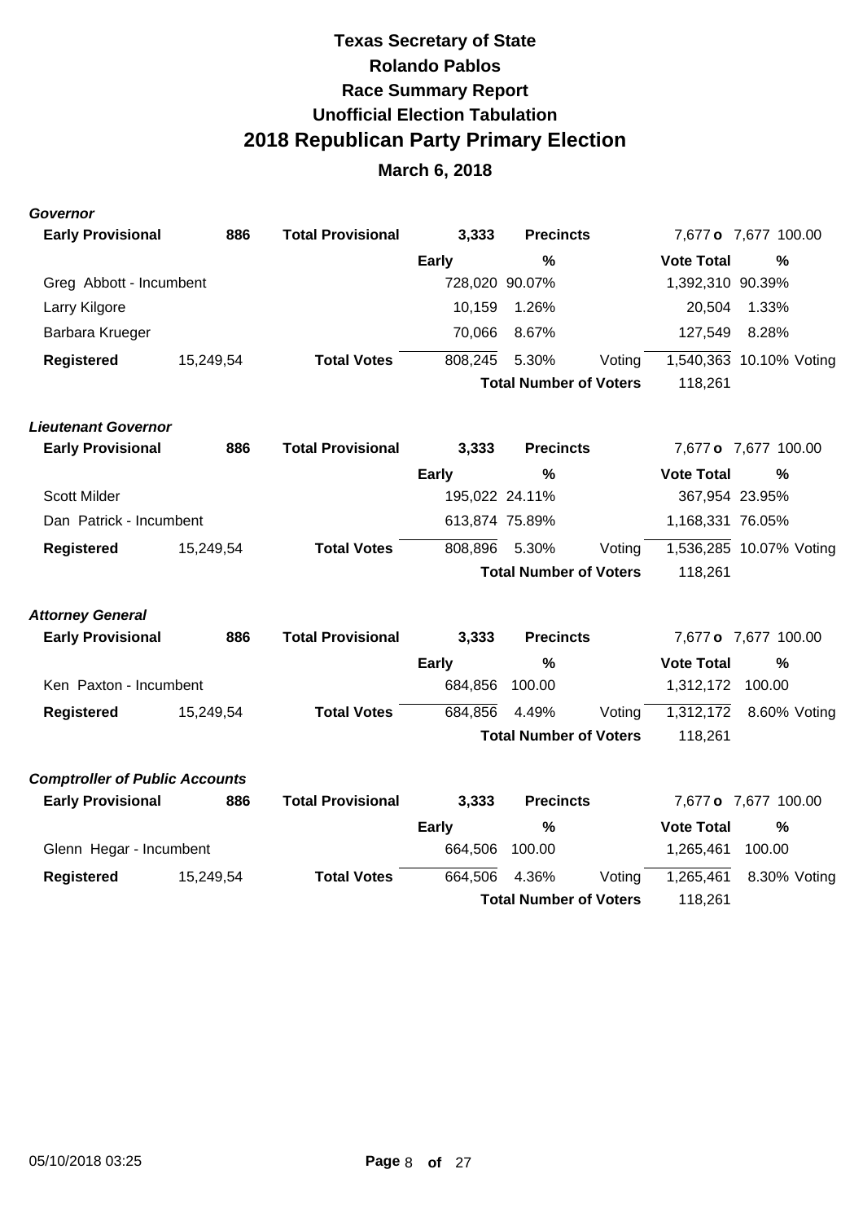# Texas Secretary of State

## Rolando Pablos

## Race Summary Report

## Unofficial Election Tabulation

# 2018 Republican Party Primary Election

## March 6, 2018

### *Governor*

| **Early Provisional** | **886** | **Total Provisional** | **3,333** | **Precincts** | | 7,677 **o** 7,677 | 100.00 |
|---|---|---|---|---|---|---|---|
| | | | **Early** | **%** | | **Vote Total** | **%** |
| Greg Abbott - Incumbent | | | 728,020 | 90.07% | | 1,392,310 | 90.39% |
| Larry Kilgore | | | 10,159 | 1.26% | | 20,504 | 1.33% |
| Barbara Krueger | | | 70,066 | 8.67% | | 127,549 | 8.28% |
| **Registered** | 15,249,54 | **Total Votes** | 808,245 | 5.30% | Voting | 1,540,363 | 10.10% Voting |
| | | | | **Total Number of Voters** | | 118,261 | |

### *Lieutenant Governor*

| **Early Provisional** | **886** | **Total Provisional** | **3,333** | **Precincts** | | 7,677 **o** 7,677 | 100.00 |
|---|---|---|---|---|---|---|---|
| | | | **Early** | **%** | | **Vote Total** | **%** |
| Scott Milder | | | 195,022 | 24.11% | | 367,954 | 23.95% |
| Dan Patrick - Incumbent | | | 613,874 | 75.89% | | 1,168,331 | 76.05% |
| **Registered** | 15,249,54 | **Total Votes** | 808,896 | 5.30% | Voting | 1,536,285 | 10.07% Voting |
| | | | | **Total Number of Voters** | | 118,261 | |

### *Attorney General*

| **Early Provisional** | **886** | **Total Provisional** | **3,333** | **Precincts** | | 7,677 **o** 7,677 | 100.00 |
|---|---|---|---|---|---|---|---|
| | | | **Early** | **%** | | **Vote Total** | **%** |
| Ken Paxton - Incumbent | | | 684,856 | 100.00 | | 1,312,172 | 100.00 |
| **Registered** | 15,249,54 | **Total Votes** | 684,856 | 4.49% | Voting | 1,312,172 | 8.60% Voting |
| | | | | **Total Number of Voters** | | 118,261 | |

### *Comptroller of Public Accounts*

| **Early Provisional** | **886** | **Total Provisional** | **3,333** | **Precincts** | | 7,677 **o** 7,677 | 100.00 |
|---|---|---|---|---|---|---|---|
| | | | **Early** | **%** | | **Vote Total** | **%** |
| Glenn Hegar - Incumbent | | | 664,506 | 100.00 | | 1,265,461 | 100.00 |
| **Registered** | 15,249,54 | **Total Votes** | 664,506 | 4.36% | Voting | 1,265,461 | 8.30% Voting |
| | | | | **Total Number of Voters** | | 118,261 | |

05/10/2018 03:25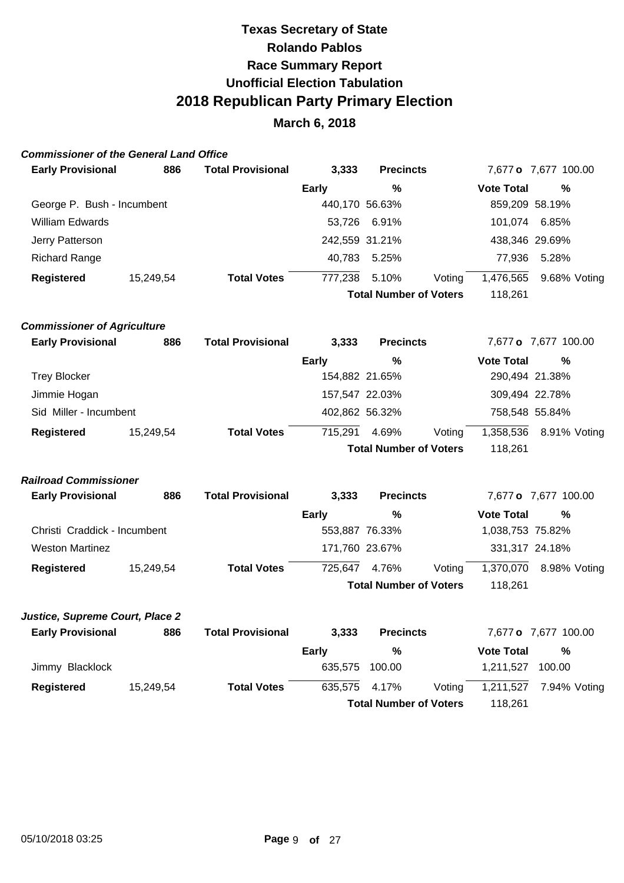# Texas Secretary of State
## Rolando Pablos
## Race Summary Report
## Unofficial Election Tabulation
## 2018 Republican Party Primary Election
### March 6, 2018

***Commissioner of the General Land Office***

| **Early Provisional** | **886** | **Total Provisional** | **3,333** | **Precincts** | | 7,677 **o** 7,677 100.00 | |
|---|---|---|---|---|---|---|---|
| | | | **Early** | **%** | | **Vote Total** | **%** |
| George P. Bush - Incumbent | | | 440,170 | 56.63% | | 859,209 | 58.19% |
| William Edwards | | | 53,726 | 6.91% | | 101,074 | 6.85% |
| Jerry Patterson | | | 242,559 | 31.21% | | 438,346 | 29.69% |
| Richard Range | | | 40,783 | 5.25% | | 77,936 | 5.28% |
| **Registered** | 15,249,54 | **Total Votes** | 777,238 | 5.10% | Voting | 1,476,565 | 9.68% Voting |
| | | | | **Total Number of Voters** | | 118,261 | |

***Commissioner of Agriculture***

| **Early Provisional** | **886** | **Total Provisional** | **3,333** | **Precincts** | | 7,677 **o** 7,677 100.00 | |
|---|---|---|---|---|---|---|---|
| | | | **Early** | **%** | | **Vote Total** | **%** |
| Trey Blocker | | | 154,882 | 21.65% | | 290,494 | 21.38% |
| Jimmie Hogan | | | 157,547 | 22.03% | | 309,494 | 22.78% |
| Sid Miller - Incumbent | | | 402,862 | 56.32% | | 758,548 | 55.84% |
| **Registered** | 15,249,54 | **Total Votes** | 715,291 | 4.69% | Voting | 1,358,536 | 8.91% Voting |
| | | | | **Total Number of Voters** | | 118,261 | |

***Railroad Commissioner***

| **Early Provisional** | **886** | **Total Provisional** | **3,333** | **Precincts** | | 7,677 **o** 7,677 100.00 | |
|---|---|---|---|---|---|---|---|
| | | | **Early** | **%** | | **Vote Total** | **%** |
| Christi Craddick - Incumbent | | | 553,887 | 76.33% | | 1,038,753 | 75.82% |
| Weston Martinez | | | 171,760 | 23.67% | | 331,317 | 24.18% |
| **Registered** | 15,249,54 | **Total Votes** | 725,647 | 4.76% | Voting | 1,370,070 | 8.98% Voting |
| | | | | **Total Number of Voters** | | 118,261 | |

***Justice, Supreme Court, Place 2***

| **Early Provisional** | **886** | **Total Provisional** | **3,333** | **Precincts** | | 7,677 **o** 7,677 100.00 | |
|---|---|---|---|---|---|---|---|
| | | | **Early** | **%** | | **Vote Total** | **%** |
| Jimmy Blacklock | | | 635,575 | 100.00 | | 1,211,527 | 100.00 |
| **Registered** | 15,249,54 | **Total Votes** | 635,575 | 4.17% | Voting | 1,211,527 | 7.94% Voting |
| | | | | **Total Number of Voters** | | 118,261 | |

05/10/2018 03:25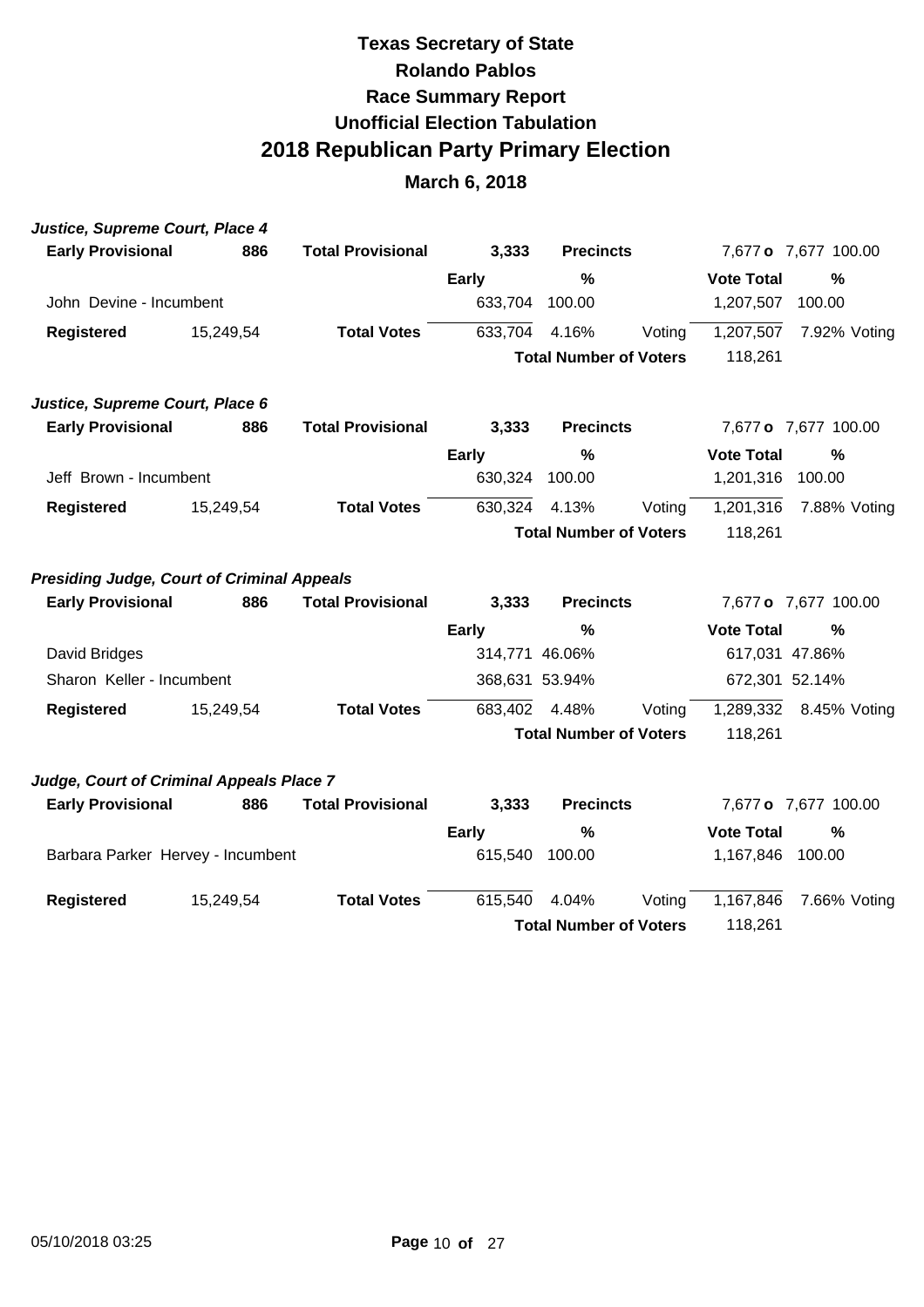# Texas Secretary of State
# Rolando Pablos
# Race Summary Report
# Unofficial Election Tabulation
# 2018 Republican Party Primary Election
## March 6, 2018

### *Justice, Supreme Court, Place 4*

| Early Provisional | 886 | Total Provisional | 3,333 | Precincts | | 7,677 o 7,677 | 100.00 |
|---|---|---|---|---|---|---|---|
| | | | **Early** | **%** | | **Vote Total** | **%** |
| John Devine - Incumbent | | | 633,704 | 100.00 | | 1,207,507 | 100.00 |
| **Registered** | 15,249,54 | **Total Votes** | 633,704 | 4.16% | Voting | 1,207,507 | 7.92% Voting |
| | | | | **Total Number of Voters** | | 118,261 | |

### *Justice, Supreme Court, Place 6*

| Early Provisional | 886 | Total Provisional | 3,333 | Precincts | | 7,677 o 7,677 | 100.00 |
|---|---|---|---|---|---|---|---|
| | | | **Early** | **%** | | **Vote Total** | **%** |
| Jeff Brown - Incumbent | | | 630,324 | 100.00 | | 1,201,316 | 100.00 |
| **Registered** | 15,249,54 | **Total Votes** | 630,324 | 4.13% | Voting | 1,201,316 | 7.88% Voting |
| | | | | **Total Number of Voters** | | 118,261 | |

### *Presiding Judge, Court of Criminal Appeals*

| Early Provisional | 886 | Total Provisional | 3,333 | Precincts | | 7,677 o 7,677 | 100.00 |
|---|---|---|---|---|---|---|---|
| | | | **Early** | **%** | | **Vote Total** | **%** |
| David Bridges | | | 314,771 | 46.06% | | 617,031 | 47.86% |
| Sharon Keller - Incumbent | | | 368,631 | 53.94% | | 672,301 | 52.14% |
| **Registered** | 15,249,54 | **Total Votes** | 683,402 | 4.48% | Voting | 1,289,332 | 8.45% Voting |
| | | | | **Total Number of Voters** | | 118,261 | |

### *Judge, Court of Criminal Appeals Place 7*

| Early Provisional | 886 | Total Provisional | 3,333 | Precincts | | 7,677 o 7,677 | 100.00 |
|---|---|---|---|---|---|---|---|
| | | | **Early** | **%** | | **Vote Total** | **%** |
| Barbara Parker Hervey - Incumbent | | | 615,540 | 100.00 | | 1,167,846 | 100.00 |
| **Registered** | 15,249,54 | **Total Votes** | 615,540 | 4.04% | Voting | 1,167,846 | 7.66% Voting |
| | | | | **Total Number of Voters** | | 118,261 | |

05/10/2018 03:25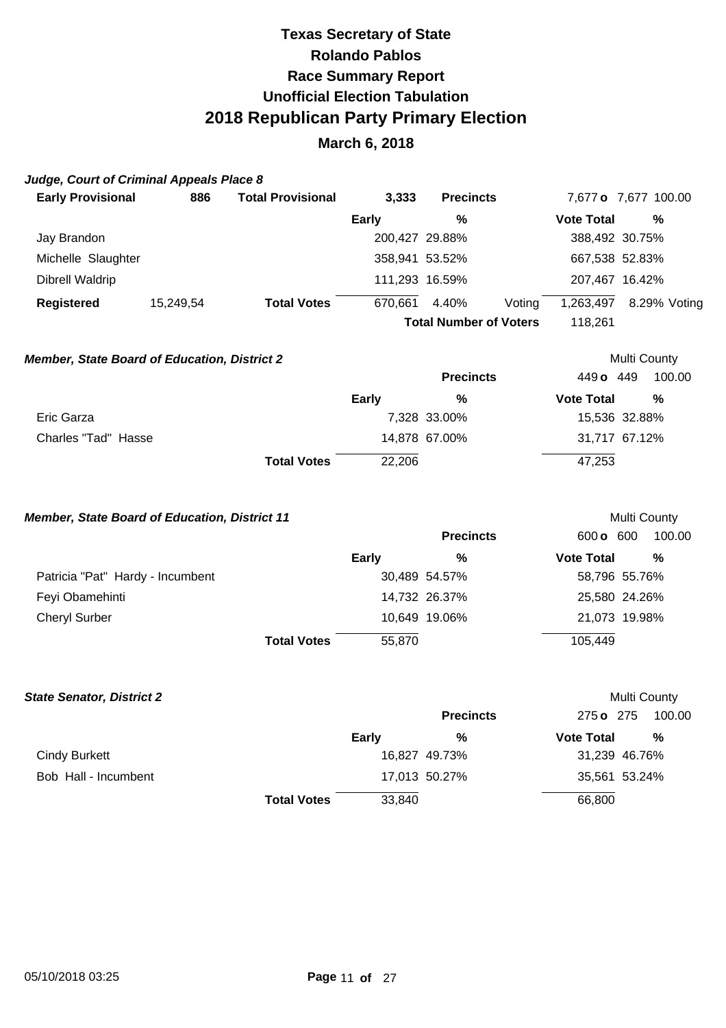# Texas Secretary of State
## Rolando Pablos
## Race Summary Report
## Unofficial Election Tabulation
# 2018 Republican Party Primary Election
## March 6, 2018

***Judge, Court of Criminal Appeals Place 8***

| **Early Provisional** | **886** | **Total Provisional** | **3,333** | **Precincts** | | 7,677 **o** 7,677 | 100.00 |
|---|---|---|---|---|---|---|---|
| | | | **Early** | **%** | | **Vote Total** | **%** |
| Jay Brandon | | | 200,427 | 29.88% | | 388,492 | 30.75% |
| Michelle Slaughter | | | 358,941 | 53.52% | | 667,538 | 52.83% |
| Dibrell Waldrip | | | 111,293 | 16.59% | | 207,467 | 16.42% |
| **Registered** | 15,249,54 | **Total Votes** | 670,661 | 4.40% | Voting | 1,263,497 | 8.29% Voting |
| | | | | **Total Number of Voters** | | 118,261 | |

***Member, State Board of Education, District 2*** — Multi County

| | | **Precincts** | 449 **o** 449 | 100.00 |
|---|---|---|---|---|
| | **Early** | **%** | **Vote Total** | **%** |
| Eric Garza | 7,328 | 33.00% | 15,536 | 32.88% |
| Charles "Tad" Hasse | 14,878 | 67.00% | 31,717 | 67.12% |
| **Total Votes** | 22,206 | | 47,253 | |

***Member, State Board of Education, District 11*** — Multi County

| | | **Precincts** | 600 **o** 600 | 100.00 |
|---|---|---|---|---|
| | **Early** | **%** | **Vote Total** | **%** |
| Patricia "Pat" Hardy - Incumbent | 30,489 | 54.57% | 58,796 | 55.76% |
| Feyi Obamehinti | 14,732 | 26.37% | 25,580 | 24.26% |
| Cheryl Surber | 10,649 | 19.06% | 21,073 | 19.98% |
| **Total Votes** | 55,870 | | 105,449 | |

***State Senator, District 2*** — Multi County

| | | **Precincts** | 275 **o** 275 | 100.00 |
|---|---|---|---|---|
| | **Early** | **%** | **Vote Total** | **%** |
| Cindy Burkett | 16,827 | 49.73% | 31,239 | 46.76% |
| Bob Hall - Incumbent | 17,013 | 50.27% | 35,561 | 53.24% |
| **Total Votes** | 33,840 | | 66,800 | |

05/10/2018 03:25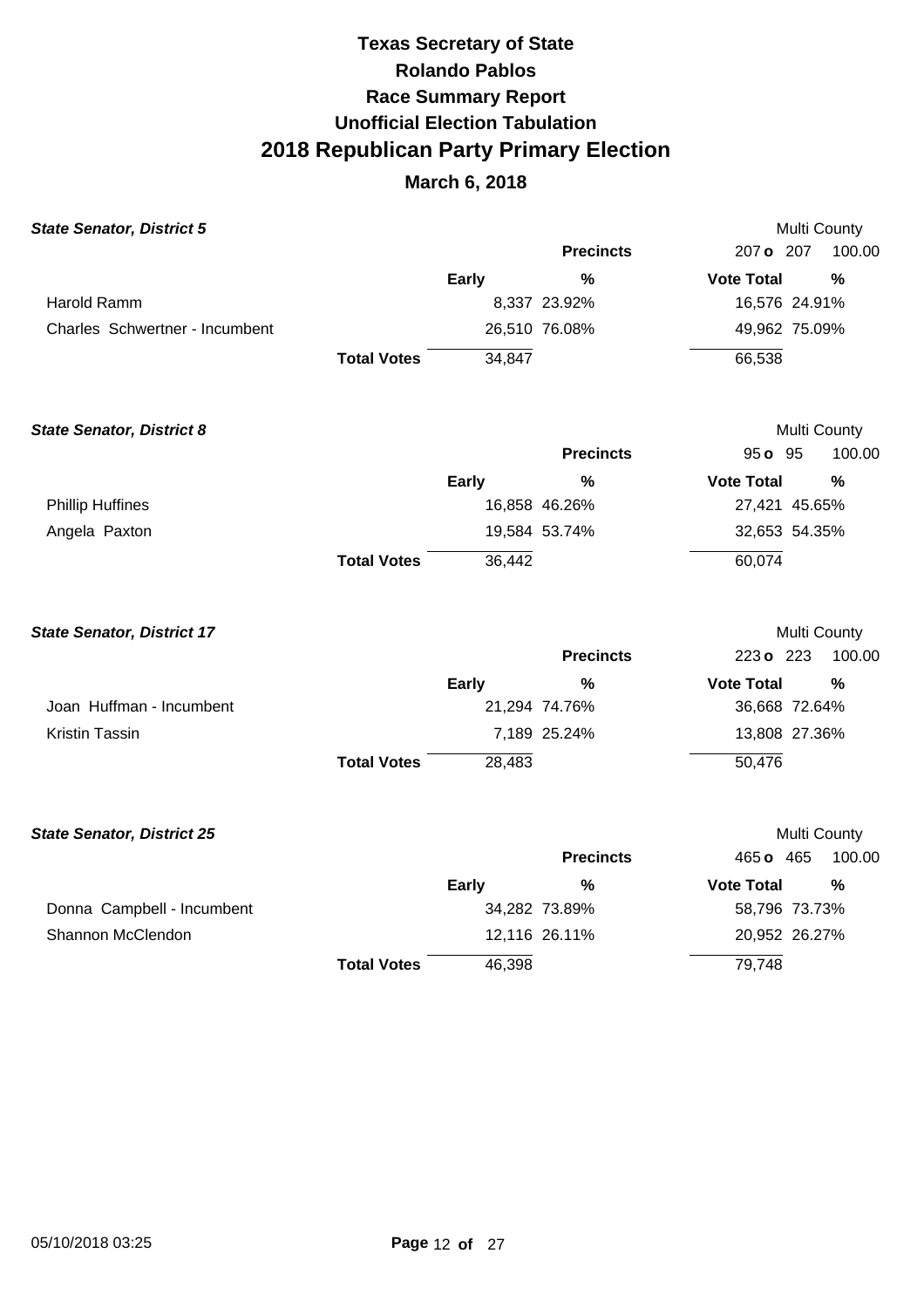# Texas Secretary of State
# Rolando Pablos
## Race Summary Report
## Unofficial Election Tabulation
# 2018 Republican Party Primary Election
## March 6, 2018

***State Senator, District 5***

Multi County

| | | | Precincts | 207 o 207 | 100.00 |
|---|---|---|---|---|---|
| | | Early | % | Vote Total | % |
| Harold Ramm | | 8,337 | 23.92% | 16,576 | 24.91% |
| Charles Schwertner - Incumbent | | 26,510 | 76.08% | 49,962 | 75.09% |
| | Total Votes | 34,847 | | 66,538 | |

***State Senator, District 8***

Multi County

| | | | Precincts | 95 o 95 | 100.00 |
|---|---|---|---|---|---|
| | | Early | % | Vote Total | % |
| Phillip Huffines | | 16,858 | 46.26% | 27,421 | 45.65% |
| Angela Paxton | | 19,584 | 53.74% | 32,653 | 54.35% |
| | Total Votes | 36,442 | | 60,074 | |

***State Senator, District 17***

Multi County

| | | | Precincts | 223 o 223 | 100.00 |
|---|---|---|---|---|---|
| | | Early | % | Vote Total | % |
| Joan Huffman - Incumbent | | 21,294 | 74.76% | 36,668 | 72.64% |
| Kristin Tassin | | 7,189 | 25.24% | 13,808 | 27.36% |
| | Total Votes | 28,483 | | 50,476 | |

***State Senator, District 25***

Multi County

| | | | Precincts | 465 o 465 | 100.00 |
|---|---|---|---|---|---|
| | | Early | % | Vote Total | % |
| Donna Campbell - Incumbent | | 34,282 | 73.89% | 58,796 | 73.73% |
| Shannon McClendon | | 12,116 | 26.11% | 20,952 | 26.27% |
| | Total Votes | 46,398 | | 79,748 | |

05/10/2018 03:25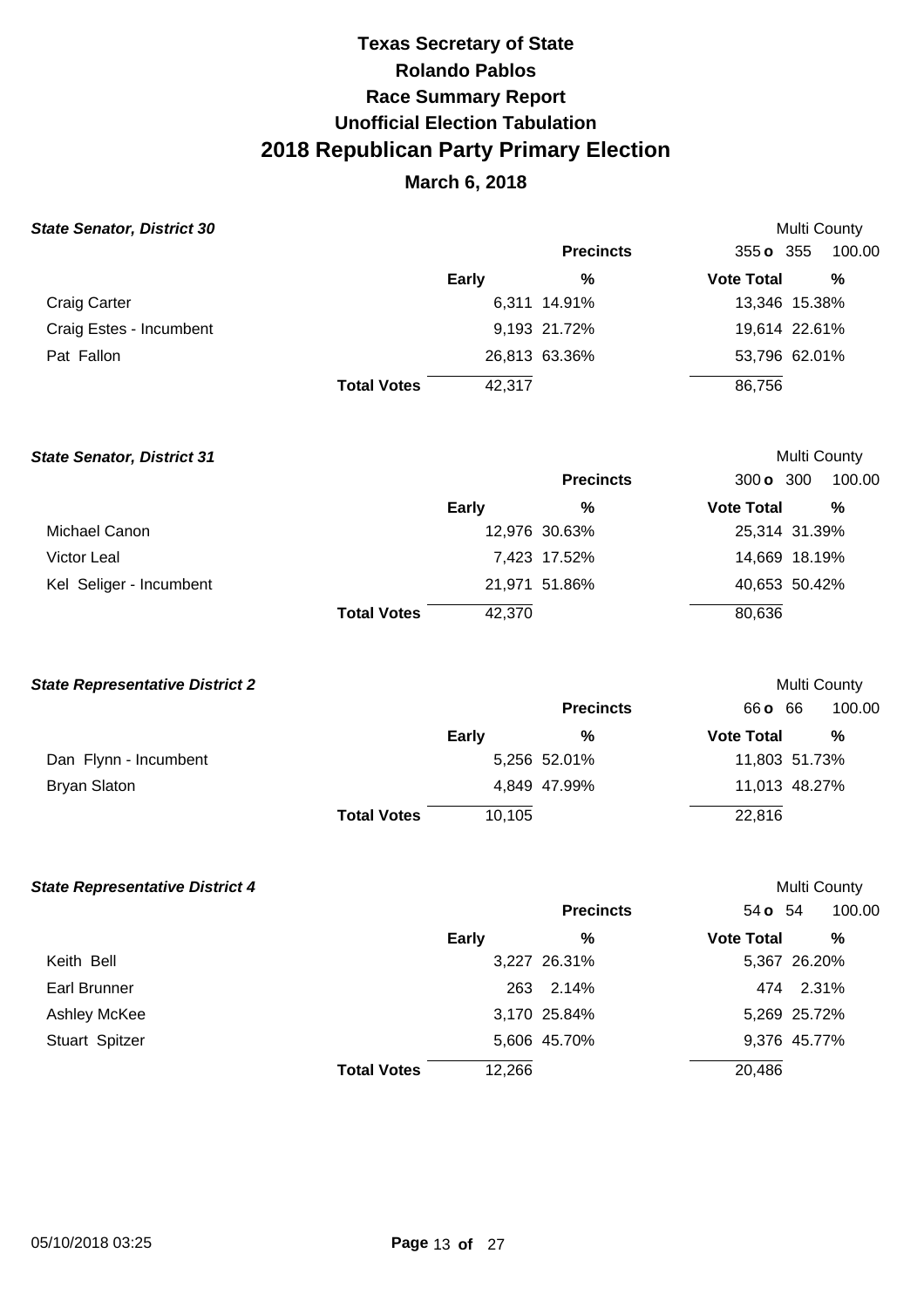# Texas Secretary of State
# Rolando Pablos
## Race Summary Report
## Unofficial Election Tabulation
# 2018 Republican Party Primary Election
## March 6, 2018

### *State Senator, District 30*

Multi County

Precincts: 355 o 355 — 100.00

| | Early | % | Vote Total | % |
|---|---|---|---|---|
| Craig Carter | 6,311 | 14.91% | 13,346 | 15.38% |
| Craig Estes - Incumbent | 9,193 | 21.72% | 19,614 | 22.61% |
| Pat Fallon | 26,813 | 63.36% | 53,796 | 62.01% |
| **Total Votes** | 42,317 | | 86,756 | |

### *State Senator, District 31*

Multi County

Precincts: 300 o 300 — 100.00

| | Early | % | Vote Total | % |
|---|---|---|---|---|
| Michael Canon | 12,976 | 30.63% | 25,314 | 31.39% |
| Victor Leal | 7,423 | 17.52% | 14,669 | 18.19% |
| Kel Seliger - Incumbent | 21,971 | 51.86% | 40,653 | 50.42% |
| **Total Votes** | 42,370 | | 80,636 | |

### *State Representative District 2*

Multi County

Precincts: 66 o 66 — 100.00

| | Early | % | Vote Total | % |
|---|---|---|---|---|
| Dan Flynn - Incumbent | 5,256 | 52.01% | 11,803 | 51.73% |
| Bryan Slaton | 4,849 | 47.99% | 11,013 | 48.27% |
| **Total Votes** | 10,105 | | 22,816 | |

### *State Representative District 4*

Multi County

Precincts: 54 o 54 — 100.00

| | Early | % | Vote Total | % |
|---|---|---|---|---|
| Keith Bell | 3,227 | 26.31% | 5,367 | 26.20% |
| Earl Brunner | 263 | 2.14% | 474 | 2.31% |
| Ashley McKee | 3,170 | 25.84% | 5,269 | 25.72% |
| Stuart Spitzer | 5,606 | 45.70% | 9,376 | 45.77% |
| **Total Votes** | 12,266 | | 20,486 | |

05/10/2018 03:25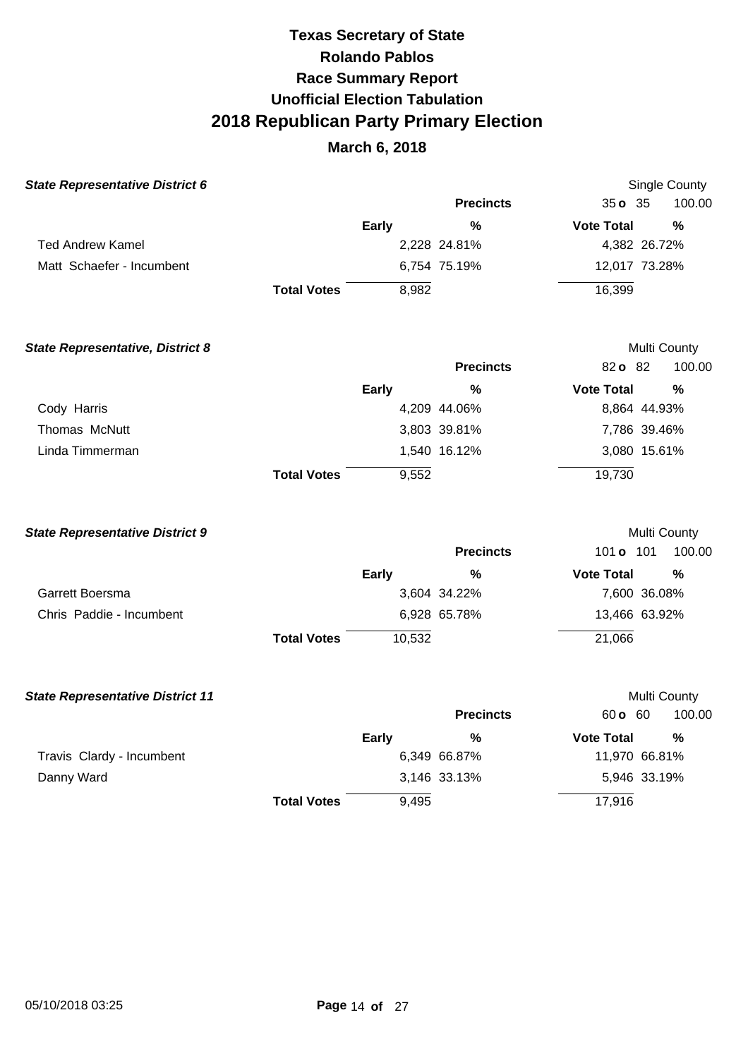# Texas Secretary of State
# Rolando Pablos
# Race Summary Report
# Unofficial Election Tabulation
# 2018 Republican Party Primary Election
## March 6, 2018

### *State Representative District 6*

Single County

| | Early | % | Vote Total | % |
|---|---|---|---|---|
| Precincts | | | 35 o 35 | 100.00 |
| Ted Andrew Kamel | 2,228 | 24.81% | 4,382 | 26.72% |
| Matt Schaefer - Incumbent | 6,754 | 75.19% | 12,017 | 73.28% |
| **Total Votes** | 8,982 | | 16,399 | |

### *State Representative, District 8*

Multi County

| | Early | % | Vote Total | % |
|---|---|---|---|---|
| Precincts | | | 82 o 82 | 100.00 |
| Cody Harris | 4,209 | 44.06% | 8,864 | 44.93% |
| Thomas McNutt | 3,803 | 39.81% | 7,786 | 39.46% |
| Linda Timmerman | 1,540 | 16.12% | 3,080 | 15.61% |
| **Total Votes** | 9,552 | | 19,730 | |

### *State Representative District 9*

Multi County

| | Early | % | Vote Total | % |
|---|---|---|---|---|
| Precincts | | | 101 o 101 | 100.00 |
| Garrett Boersma | 3,604 | 34.22% | 7,600 | 36.08% |
| Chris Paddie - Incumbent | 6,928 | 65.78% | 13,466 | 63.92% |
| **Total Votes** | 10,532 | | 21,066 | |

### *State Representative District 11*

Multi County

| | Early | % | Vote Total | % |
|---|---|---|---|---|
| Precincts | | | 60 o 60 | 100.00 |
| Travis Clardy - Incumbent | 6,349 | 66.87% | 11,970 | 66.81% |
| Danny Ward | 3,146 | 33.13% | 5,946 | 33.19% |
| **Total Votes** | 9,495 | | 17,916 | |

05/10/2018 03:25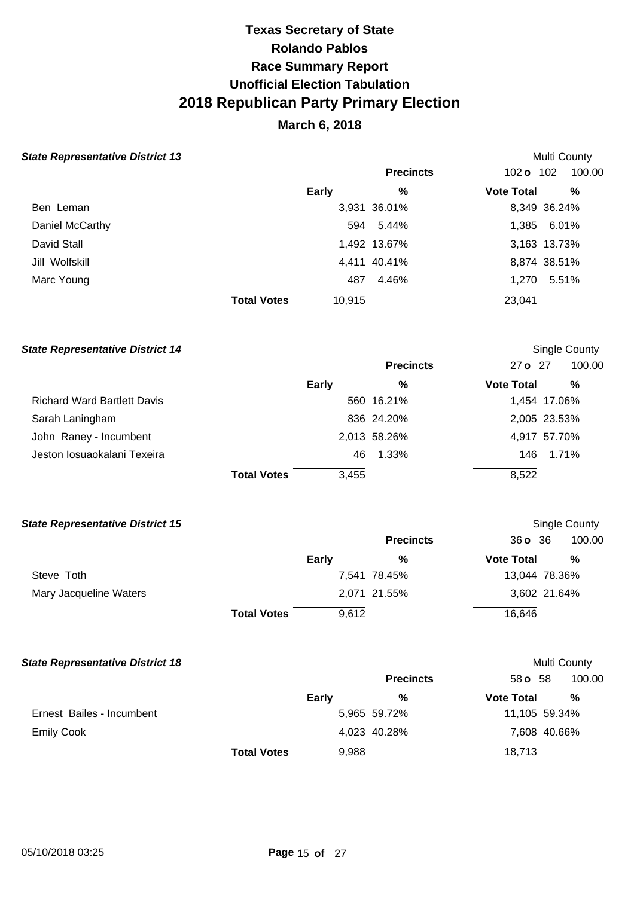# Texas Secretary of State
# Rolando Pablos
# Race Summary Report
# Unofficial Election Tabulation
# 2018 Republican Party Primary Election

## March 6, 2018

### *State Representative District 13*

Multi County

| | Early | % | Vote Total | % |
|---|---|---|---|---|
| | | **Precincts** | 102 **o** 102 | 100.00 |
| Ben Leman | 3,931 | 36.01% | 8,349 | 36.24% |
| Daniel McCarthy | 594 | 5.44% | 1,385 | 6.01% |
| David Stall | 1,492 | 13.67% | 3,163 | 13.73% |
| Jill Wolfskill | 4,411 | 40.41% | 8,874 | 38.51% |
| Marc Young | 487 | 4.46% | 1,270 | 5.51% |
| **Total Votes** | 10,915 | | 23,041 | |

### *State Representative District 14*

Single County

| | Early | % | Vote Total | % |
|---|---|---|---|---|
| | | **Precincts** | 27 **o** 27 | 100.00 |
| Richard Ward Bartlett Davis | 560 | 16.21% | 1,454 | 17.06% |
| Sarah Laningham | 836 | 24.20% | 2,005 | 23.53% |
| John Raney - Incumbent | 2,013 | 58.26% | 4,917 | 57.70% |
| Jeston Iosuaokalani Texeira | 46 | 1.33% | 146 | 1.71% |
| **Total Votes** | 3,455 | | 8,522 | |

### *State Representative District 15*

Single County

| | Early | % | Vote Total | % |
|---|---|---|---|---|
| | | **Precincts** | 36 **o** 36 | 100.00 |
| Steve Toth | 7,541 | 78.45% | 13,044 | 78.36% |
| Mary Jacqueline Waters | 2,071 | 21.55% | 3,602 | 21.64% |
| **Total Votes** | 9,612 | | 16,646 | |

### *State Representative District 18*

Multi County

| | Early | % | Vote Total | % |
|---|---|---|---|---|
| | | **Precincts** | 58 **o** 58 | 100.00 |
| Ernest Bailes - Incumbent | 5,965 | 59.72% | 11,105 | 59.34% |
| Emily Cook | 4,023 | 40.28% | 7,608 | 40.66% |
| **Total Votes** | 9,988 | | 18,713 | |

05/10/2018 03:25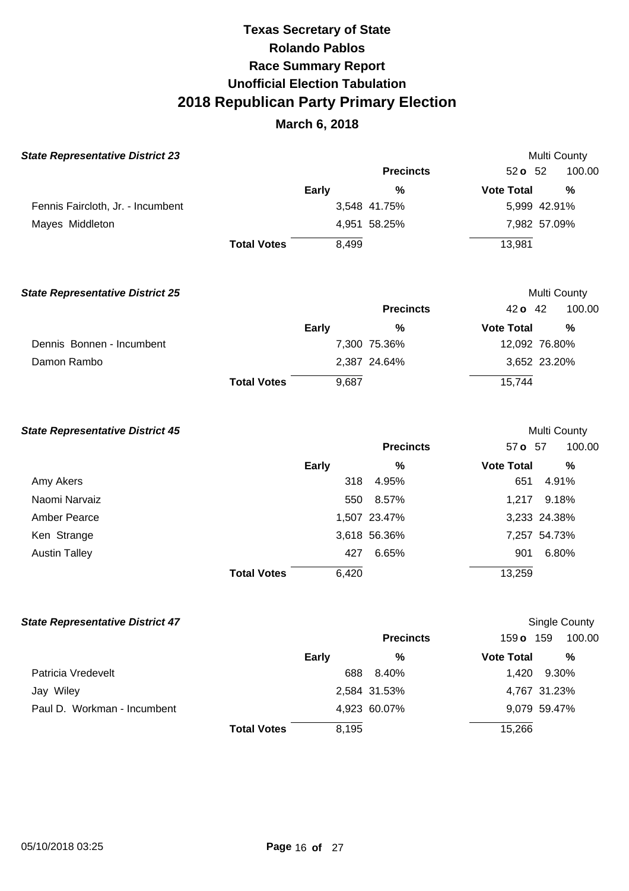# Texas Secretary of State
# Rolando Pablos
## Race Summary Report
## Unofficial Election Tabulation
# 2018 Republican Party Primary Election
### March 6, 2018

**State Representative District 23** — Multi County

Precincts: 52 o 52 — 100.00

| | Early | % | Vote Total | % |
|---|---|---|---|---|
| Fennis Faircloth, Jr. - Incumbent | 3,548 | 41.75% | 5,999 | 42.91% |
| Mayes Middleton | 4,951 | 58.25% | 7,982 | 57.09% |
| **Total Votes** | 8,499 | | 13,981 | |

**State Representative District 25** — Multi County

Precincts: 42 o 42 — 100.00

| | Early | % | Vote Total | % |
|---|---|---|---|---|
| Dennis Bonnen - Incumbent | 7,300 | 75.36% | 12,092 | 76.80% |
| Damon Rambo | 2,387 | 24.64% | 3,652 | 23.20% |
| **Total Votes** | 9,687 | | 15,744 | |

**State Representative District 45** — Multi County

Precincts: 57 o 57 — 100.00

| | Early | % | Vote Total | % |
|---|---|---|---|---|
| Amy Akers | 318 | 4.95% | 651 | 4.91% |
| Naomi Narvaiz | 550 | 8.57% | 1,217 | 9.18% |
| Amber Pearce | 1,507 | 23.47% | 3,233 | 24.38% |
| Ken Strange | 3,618 | 56.36% | 7,257 | 54.73% |
| Austin Talley | 427 | 6.65% | 901 | 6.80% |
| **Total Votes** | 6,420 | | 13,259 | |

**State Representative District 47** — Single County

Precincts: 159 o 159 — 100.00

| | Early | % | Vote Total | % |
|---|---|---|---|---|
| Patricia Vredevelt | 688 | 8.40% | 1,420 | 9.30% |
| Jay Wiley | 2,584 | 31.53% | 4,767 | 31.23% |
| Paul D. Workman - Incumbent | 4,923 | 60.07% | 9,079 | 59.47% |
| **Total Votes** | 8,195 | | 15,266 | |

05/10/2018 03:25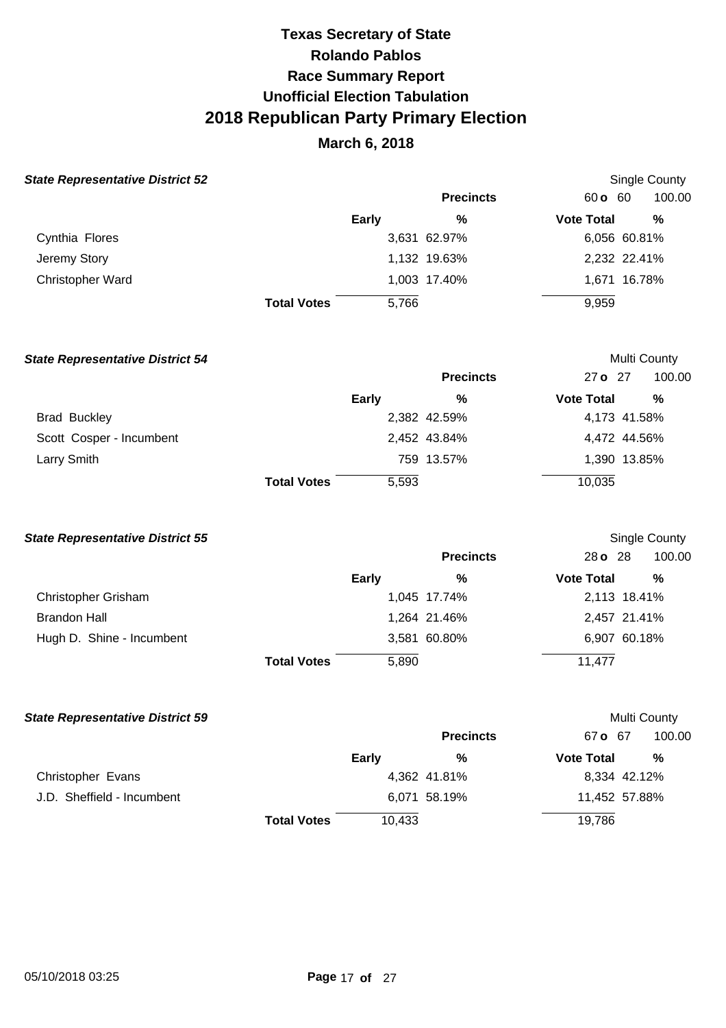# Texas Secretary of State
# Rolando Pablos
# Race Summary Report
# Unofficial Election Tabulation
# 2018 Republican Party Primary Election
## March 6, 2018

### State Representative District 52

Single County

| | | Precincts | 60 o 60 | 100.00 |
|---|---|---|---|---|
| | Early | % | Vote Total | % |
| Cynthia Flores | 3,631 | 62.97% | 6,056 | 60.81% |
| Jeremy Story | 1,132 | 19.63% | 2,232 | 22.41% |
| Christopher Ward | 1,003 | 17.40% | 1,671 | 16.78% |
| **Total Votes** | 5,766 | | 9,959 | |

### State Representative District 54

Multi County

| | | Precincts | 27 o 27 | 100.00 |
|---|---|---|---|---|
| | Early | % | Vote Total | % |
| Brad Buckley | 2,382 | 42.59% | 4,173 | 41.58% |
| Scott Cosper - Incumbent | 2,452 | 43.84% | 4,472 | 44.56% |
| Larry Smith | 759 | 13.57% | 1,390 | 13.85% |
| **Total Votes** | 5,593 | | 10,035 | |

### State Representative District 55

Single County

| | | Precincts | 28 o 28 | 100.00 |
|---|---|---|---|---|
| | Early | % | Vote Total | % |
| Christopher Grisham | 1,045 | 17.74% | 2,113 | 18.41% |
| Brandon Hall | 1,264 | 21.46% | 2,457 | 21.41% |
| Hugh D. Shine - Incumbent | 3,581 | 60.80% | 6,907 | 60.18% |
| **Total Votes** | 5,890 | | 11,477 | |

### State Representative District 59

Multi County

| | | Precincts | 67 o 67 | 100.00 |
|---|---|---|---|---|
| | Early | % | Vote Total | % |
| Christopher Evans | 4,362 | 41.81% | 8,334 | 42.12% |
| J.D. Sheffield - Incumbent | 6,071 | 58.19% | 11,452 | 57.88% |
| **Total Votes** | 10,433 | | 19,786 | |

05/10/2018 03:25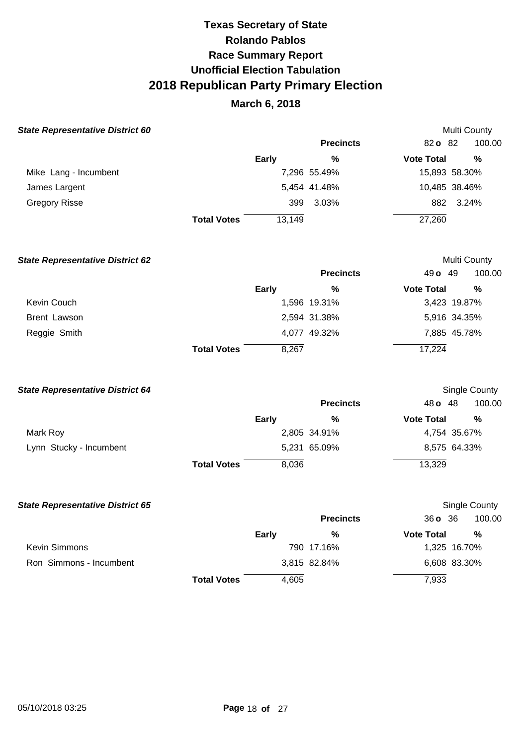# Texas Secretary of State
# Rolando Pablos
## Race Summary Report
## Unofficial Election Tabulation
# 2018 Republican Party Primary Election
### March 6, 2018

**State Representative District 60** — Multi County

Precincts: 82 o 82 — 100.00

| | Early | % | Vote Total | % |
|---|---|---|---|---|
| Mike Lang - Incumbent | 7,296 | 55.49% | 15,893 | 58.30% |
| James Largent | 5,454 | 41.48% | 10,485 | 38.46% |
| Gregory Risse | 399 | 3.03% | 882 | 3.24% |
| **Total Votes** | 13,149 | | 27,260 | |

**State Representative District 62** — Multi County

Precincts: 49 o 49 — 100.00

| | Early | % | Vote Total | % |
|---|---|---|---|---|
| Kevin Couch | 1,596 | 19.31% | 3,423 | 19.87% |
| Brent Lawson | 2,594 | 31.38% | 5,916 | 34.35% |
| Reggie Smith | 4,077 | 49.32% | 7,885 | 45.78% |
| **Total Votes** | 8,267 | | 17,224 | |

**State Representative District 64** — Single County

Precincts: 48 o 48 — 100.00

| | Early | % | Vote Total | % |
|---|---|---|---|---|
| Mark Roy | 2,805 | 34.91% | 4,754 | 35.67% |
| Lynn Stucky - Incumbent | 5,231 | 65.09% | 8,575 | 64.33% |
| **Total Votes** | 8,036 | | 13,329 | |

**State Representative District 65** — Single County

Precincts: 36 o 36 — 100.00

| | Early | % | Vote Total | % |
|---|---|---|---|---|
| Kevin Simmons | 790 | 17.16% | 1,325 | 16.70% |
| Ron Simmons - Incumbent | 3,815 | 82.84% | 6,608 | 83.30% |
| **Total Votes** | 4,605 | | 7,933 | |

05/10/2018 03:25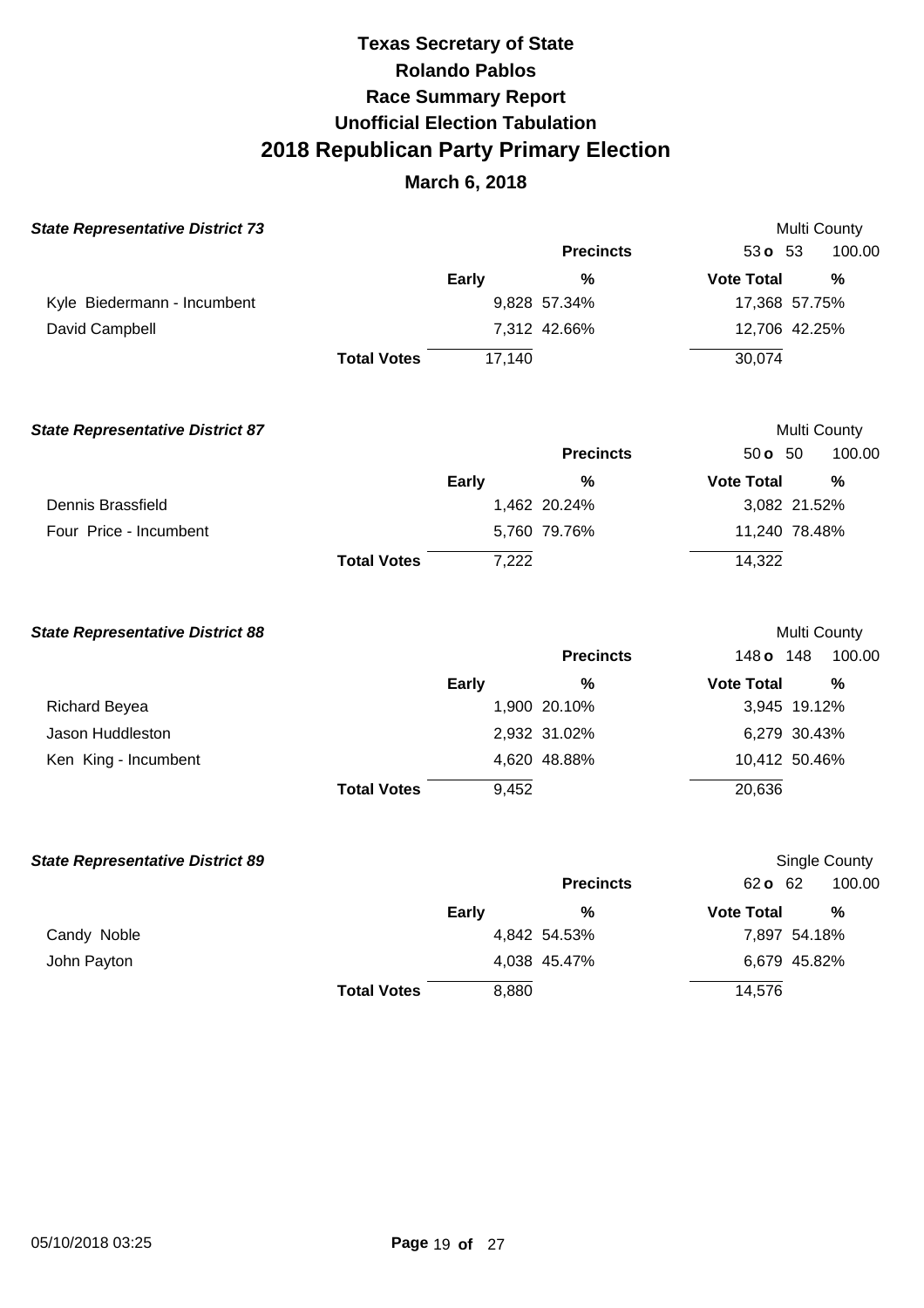# Texas Secretary of State
# Rolando Pablos
# Race Summary Report
# Unofficial Election Tabulation
# 2018 Republican Party Primary Election
## March 6, 2018

### *State Representative District 73*

Multi County

| | Early | % | Vote Total | % |
|---|---|---|---|---|
| | | **Precincts** | 53 **o** 53 | 100.00 |
| Kyle Biedermann - Incumbent | 9,828 | 57.34% | 17,368 | 57.75% |
| David Campbell | 7,312 | 42.66% | 12,706 | 42.25% |
| **Total Votes** | 17,140 | | 30,074 | |

### *State Representative District 87*

Multi County

| | Early | % | Vote Total | % |
|---|---|---|---|---|
| | | **Precincts** | 50 **o** 50 | 100.00 |
| Dennis Brassfield | 1,462 | 20.24% | 3,082 | 21.52% |
| Four Price - Incumbent | 5,760 | 79.76% | 11,240 | 78.48% |
| **Total Votes** | 7,222 | | 14,322 | |

### *State Representative District 88*

Multi County

| | Early | % | Vote Total | % |
|---|---|---|---|---|
| | | **Precincts** | 148 **o** 148 | 100.00 |
| Richard Beyea | 1,900 | 20.10% | 3,945 | 19.12% |
| Jason Huddleston | 2,932 | 31.02% | 6,279 | 30.43% |
| Ken King - Incumbent | 4,620 | 48.88% | 10,412 | 50.46% |
| **Total Votes** | 9,452 | | 20,636 | |

### *State Representative District 89*

Single County

| | Early | % | Vote Total | % |
|---|---|---|---|---|
| | | **Precincts** | 62 **o** 62 | 100.00 |
| Candy Noble | 4,842 | 54.53% | 7,897 | 54.18% |
| John Payton | 4,038 | 45.47% | 6,679 | 45.82% |
| **Total Votes** | 8,880 | | 14,576 | |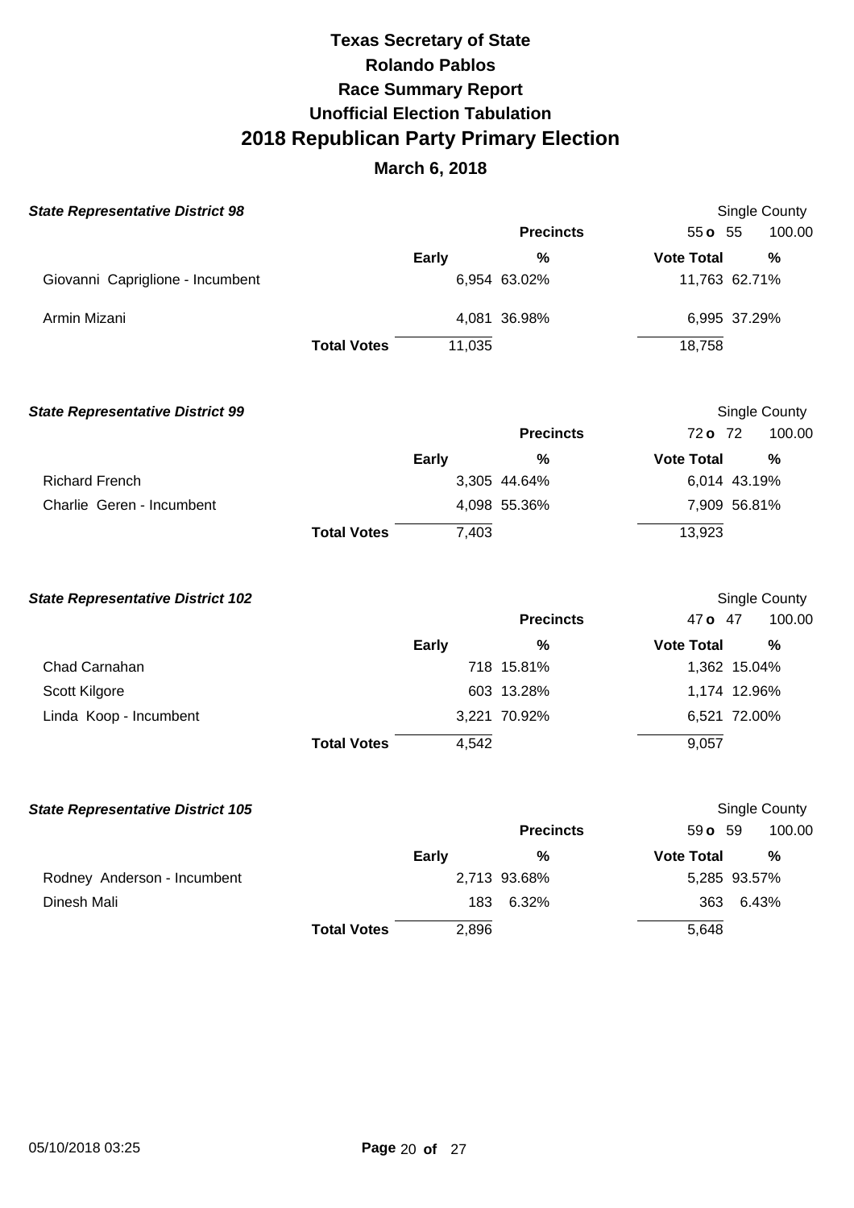# Texas Secretary of State

## Rolando Pablos

## Race Summary Report

## Unofficial Election Tabulation

# 2018 Republican Party Primary Election

## March 6, 2018

### *State Representative District 98*

Single County

| | | Precincts | 55 o 55 | 100.00 |
|---|---|---|---|---|
| | Early | % | Vote Total | % |
| Giovanni Capriglione - Incumbent | 6,954 | 63.02% | 11,763 | 62.71% |
| Armin Mizani | 4,081 | 36.98% | 6,995 | 37.29% |
| **Total Votes** | 11,035 | | 18,758 | |

### *State Representative District 99*

Single County

| | | Precincts | 72 o 72 | 100.00 |
|---|---|---|---|---|
| | Early | % | Vote Total | % |
| Richard French | 3,305 | 44.64% | 6,014 | 43.19% |
| Charlie Geren - Incumbent | 4,098 | 55.36% | 7,909 | 56.81% |
| **Total Votes** | 7,403 | | 13,923 | |

### *State Representative District 102*

Single County

| | | Precincts | 47 o 47 | 100.00 |
|---|---|---|---|---|
| | Early | % | Vote Total | % |
| Chad Carnahan | 718 | 15.81% | 1,362 | 15.04% |
| Scott Kilgore | 603 | 13.28% | 1,174 | 12.96% |
| Linda Koop - Incumbent | 3,221 | 70.92% | 6,521 | 72.00% |
| **Total Votes** | 4,542 | | 9,057 | |

### *State Representative District 105*

Single County

| | | Precincts | 59 o 59 | 100.00 |
|---|---|---|---|---|
| | Early | % | Vote Total | % |
| Rodney Anderson - Incumbent | 2,713 | 93.68% | 5,285 | 93.57% |
| Dinesh Mali | 183 | 6.32% | 363 | 6.43% |
| **Total Votes** | 2,896 | | 5,648 | |

05/10/2018 03:25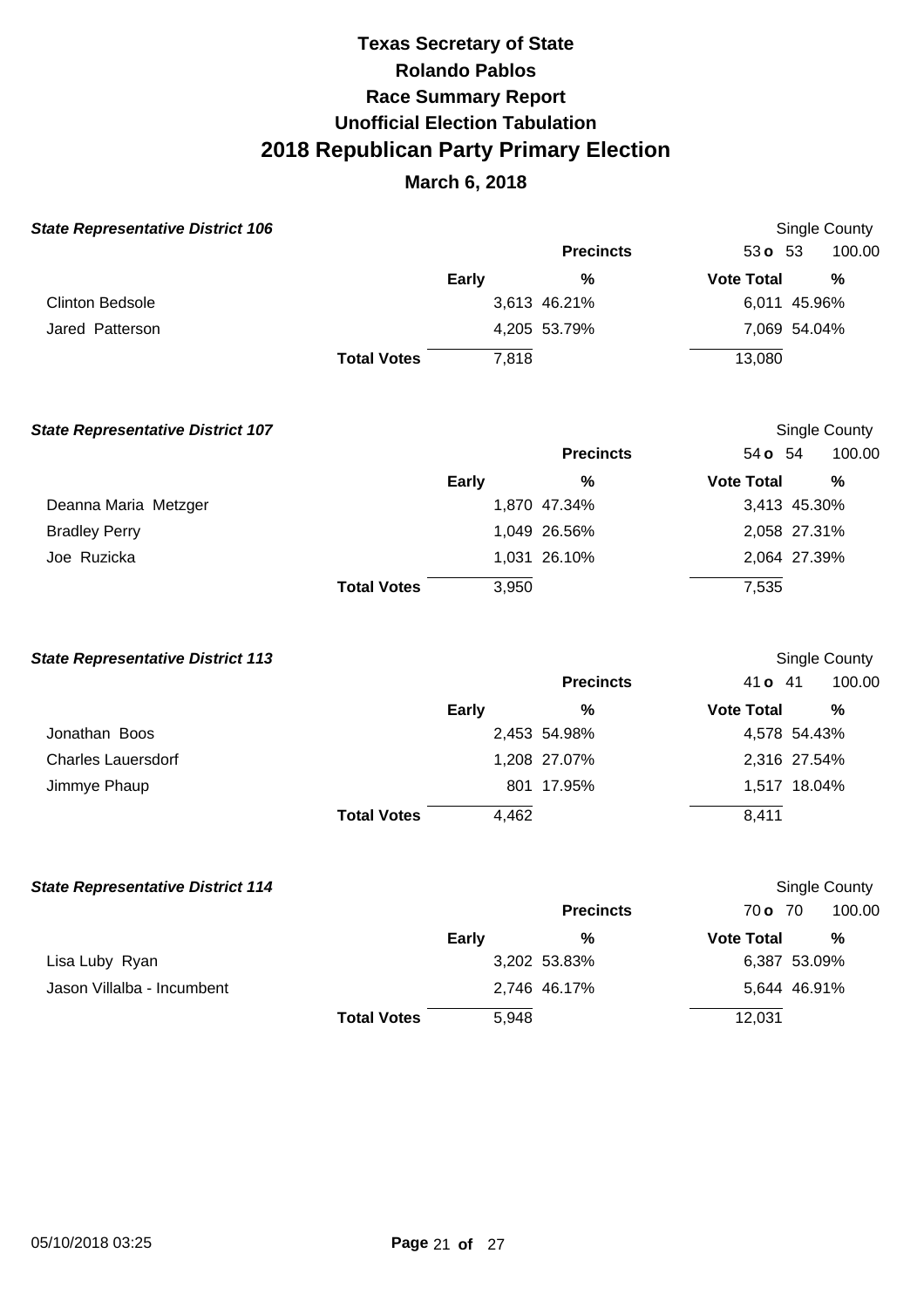# Texas Secretary of State
# Rolando Pablos
## Race Summary Report
## Unofficial Election Tabulation
# 2018 Republican Party Primary Election
### March 6, 2018

**State Representative District 106** — Single County

| | Early | % | Vote Total | % |
|---|---|---|---|---|
| Precincts | | | 53 o 53 | 100.00 |
| Clinton Bedsole | 3,613 | 46.21% | 6,011 | 45.96% |
| Jared Patterson | 4,205 | 53.79% | 7,069 | 54.04% |
| **Total Votes** | 7,818 | | 13,080 | |

**State Representative District 107** — Single County

| | Early | % | Vote Total | % |
|---|---|---|---|---|
| Precincts | | | 54 o 54 | 100.00 |
| Deanna Maria Metzger | 1,870 | 47.34% | 3,413 | 45.30% |
| Bradley Perry | 1,049 | 26.56% | 2,058 | 27.31% |
| Joe Ruzicka | 1,031 | 26.10% | 2,064 | 27.39% |
| **Total Votes** | 3,950 | | 7,535 | |

**State Representative District 113** — Single County

| | Early | % | Vote Total | % |
|---|---|---|---|---|
| Precincts | | | 41 o 41 | 100.00 |
| Jonathan Boos | 2,453 | 54.98% | 4,578 | 54.43% |
| Charles Lauersdorf | 1,208 | 27.07% | 2,316 | 27.54% |
| Jimmye Phaup | 801 | 17.95% | 1,517 | 18.04% |
| **Total Votes** | 4,462 | | 8,411 | |

**State Representative District 114** — Single County

| | Early | % | Vote Total | % |
|---|---|---|---|---|
| Precincts | | | 70 o 70 | 100.00 |
| Lisa Luby Ryan | 3,202 | 53.83% | 6,387 | 53.09% |
| Jason Villalba - Incumbent | 2,746 | 46.17% | 5,644 | 46.91% |
| **Total Votes** | 5,948 | | 12,031 | |

05/10/2018 03:25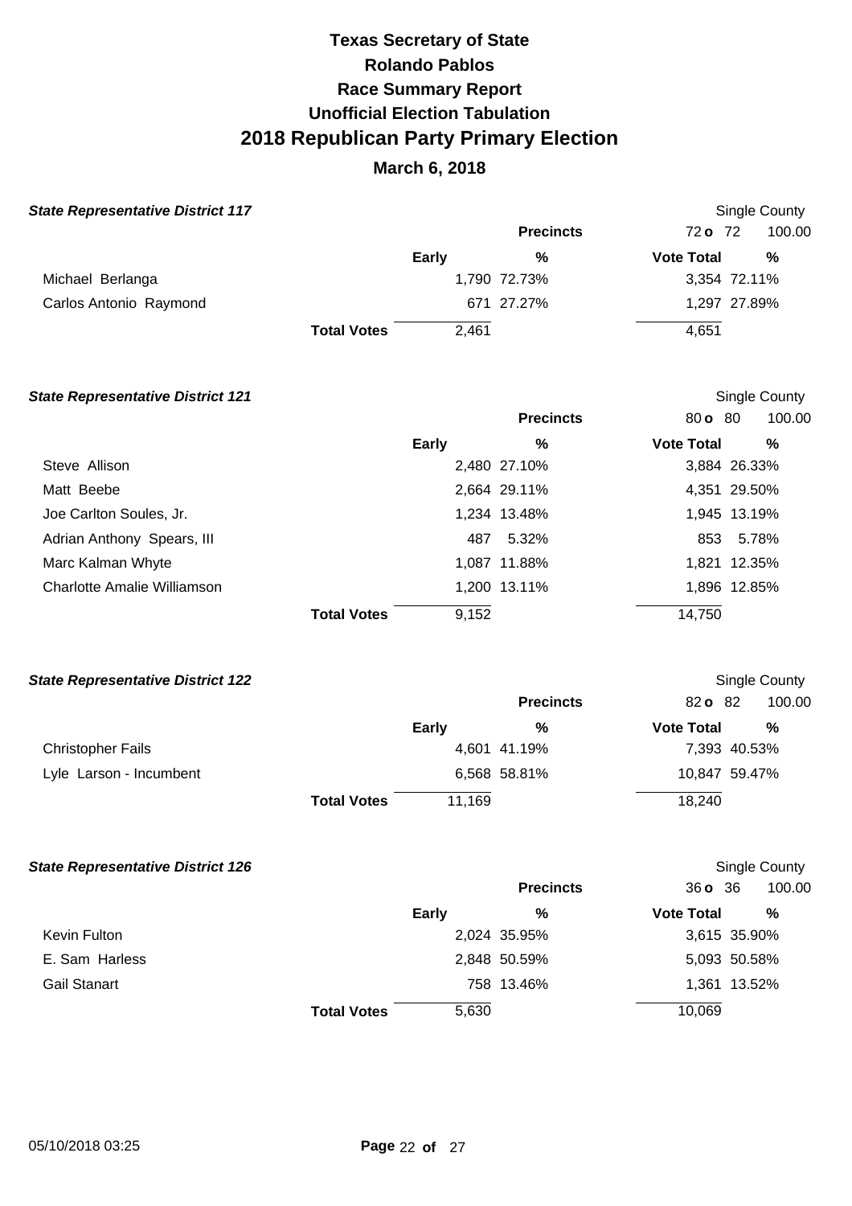# Texas Secretary of State
# Rolando Pablos
## Race Summary Report
## Unofficial Election Tabulation
# 2018 Republican Party Primary Election
### March 6, 2018

**State Representative District 117**

Single County

| | Early | % | Vote Total | % |
|---|---|---|---|---|
| Precincts | | | 72 o 72 | 100.00 |
| Michael Berlanga | 1,790 | 72.73% | 3,354 | 72.11% |
| Carlos Antonio Raymond | 671 | 27.27% | 1,297 | 27.89% |
| **Total Votes** | 2,461 | | 4,651 | |

**State Representative District 121**

Single County

| | Early | % | Vote Total | % |
|---|---|---|---|---|
| Precincts | | | 80 o 80 | 100.00 |
| Steve Allison | 2,480 | 27.10% | 3,884 | 26.33% |
| Matt Beebe | 2,664 | 29.11% | 4,351 | 29.50% |
| Joe Carlton Soules, Jr. | 1,234 | 13.48% | 1,945 | 13.19% |
| Adrian Anthony Spears, III | 487 | 5.32% | 853 | 5.78% |
| Marc Kalman Whyte | 1,087 | 11.88% | 1,821 | 12.35% |
| Charlotte Amalie Williamson | 1,200 | 13.11% | 1,896 | 12.85% |
| **Total Votes** | 9,152 | | 14,750 | |

**State Representative District 122**

Single County

| | Early | % | Vote Total | % |
|---|---|---|---|---|
| Precincts | | | 82 o 82 | 100.00 |
| Christopher Fails | 4,601 | 41.19% | 7,393 | 40.53% |
| Lyle Larson - Incumbent | 6,568 | 58.81% | 10,847 | 59.47% |
| **Total Votes** | 11,169 | | 18,240 | |

**State Representative District 126**

Single County

| | Early | % | Vote Total | % |
|---|---|---|---|---|
| Precincts | | | 36 o 36 | 100.00 |
| Kevin Fulton | 2,024 | 35.95% | 3,615 | 35.90% |
| E. Sam Harless | 2,848 | 50.59% | 5,093 | 50.58% |
| Gail Stanart | 758 | 13.46% | 1,361 | 13.52% |
| **Total Votes** | 5,630 | | 10,069 | |

05/10/2018 03:25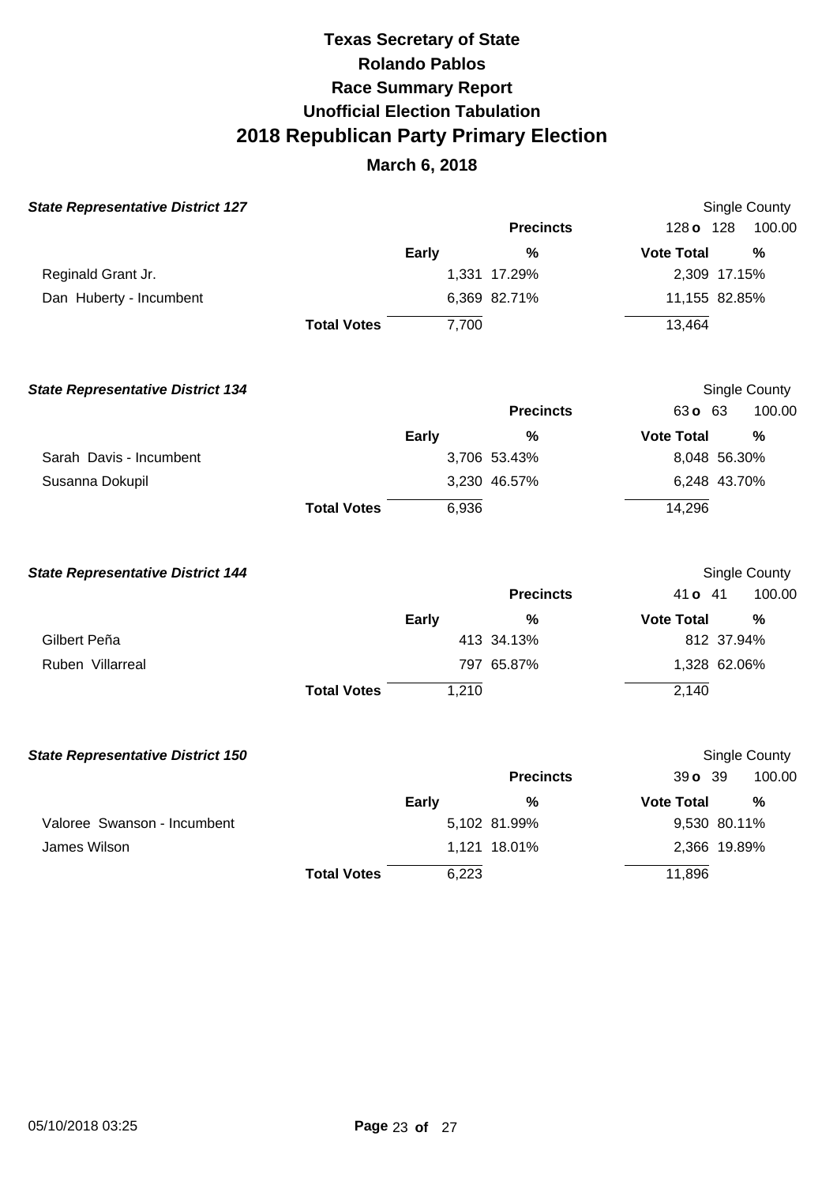# Texas Secretary of State
# Rolando Pablos
# Race Summary Report
# Unofficial Election Tabulation
# 2018 Republican Party Primary Election
## March 6, 2018

### *State Representative District 127*

Single County

| | Early | % | Vote Total | % |
|---|---|---|---|---|
| | | **Precincts** | 128 **o** 128 | 100.00 |
| Reginald Grant Jr. | 1,331 | 17.29% | 2,309 | 17.15% |
| Dan Huberty - Incumbent | 6,369 | 82.71% | 11,155 | 82.85% |
| **Total Votes** | 7,700 | | 13,464 | |

### *State Representative District 134*

Single County

| | Early | % | Vote Total | % |
|---|---|---|---|---|
| | | **Precincts** | 63 **o** 63 | 100.00 |
| Sarah Davis - Incumbent | 3,706 | 53.43% | 8,048 | 56.30% |
| Susanna Dokupil | 3,230 | 46.57% | 6,248 | 43.70% |
| **Total Votes** | 6,936 | | 14,296 | |

### *State Representative District 144*

Single County

| | Early | % | Vote Total | % |
|---|---|---|---|---|
| | | **Precincts** | 41 **o** 41 | 100.00 |
| Gilbert Peña | 413 | 34.13% | 812 | 37.94% |
| Ruben Villarreal | 797 | 65.87% | 1,328 | 62.06% |
| **Total Votes** | 1,210 | | 2,140 | |

### *State Representative District 150*

Single County

| | Early | % | Vote Total | % |
|---|---|---|---|---|
| | | **Precincts** | 39 **o** 39 | 100.00 |
| Valoree Swanson - Incumbent | 5,102 | 81.99% | 9,530 | 80.11% |
| James Wilson | 1,121 | 18.01% | 2,366 | 19.89% |
| **Total Votes** | 6,223 | | 11,896 | |

05/10/2018 03:25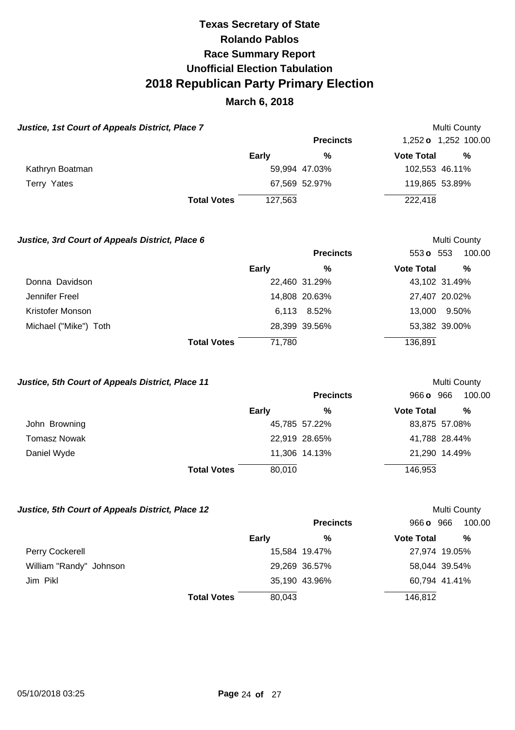# Texas Secretary of State
# Rolando Pablos
# Race Summary Report
# Unofficial Election Tabulation
# 2018 Republican Party Primary Election

**March 6, 2018**

### *Justice, 1st Court of Appeals District, Place 7*

Multi County

| | Precincts | | 1,252 **o** 1,252 100.00 | |
|---|---|---|---|---|
| | **Early** | **%** | **Vote Total** | **%** |
| Kathryn Boatman | 59,994 | 47.03% | 102,553 | 46.11% |
| Terry Yates | 67,569 | 52.97% | 119,865 | 53.89% |
| **Total Votes** | 127,563 | | 222,418 | |

### *Justice, 3rd Court of Appeals District, Place 6*

Multi County

| | Precincts | | 553 **o** 553 100.00 | |
|---|---|---|---|---|
| | **Early** | **%** | **Vote Total** | **%** |
| Donna Davidson | 22,460 | 31.29% | 43,102 | 31.49% |
| Jennifer Freel | 14,808 | 20.63% | 27,407 | 20.02% |
| Kristofer Monson | 6,113 | 8.52% | 13,000 | 9.50% |
| Michael ("Mike") Toth | 28,399 | 39.56% | 53,382 | 39.00% |
| **Total Votes** | 71,780 | | 136,891 | |

### *Justice, 5th Court of Appeals District, Place 11*

Multi County

| | Precincts | | 966 **o** 966 100.00 | |
|---|---|---|---|---|
| | **Early** | **%** | **Vote Total** | **%** |
| John Browning | 45,785 | 57.22% | 83,875 | 57.08% |
| Tomasz Nowak | 22,919 | 28.65% | 41,788 | 28.44% |
| Daniel Wyde | 11,306 | 14.13% | 21,290 | 14.49% |
| **Total Votes** | 80,010 | | 146,953 | |

### *Justice, 5th Court of Appeals District, Place 12*

Multi County

| | Precincts | | 966 **o** 966 100.00 | |
|---|---|---|---|---|
| | **Early** | **%** | **Vote Total** | **%** |
| Perry Cockerell | 15,584 | 19.47% | 27,974 | 19.05% |
| William "Randy" Johnson | 29,269 | 36.57% | 58,044 | 39.54% |
| Jim Pikl | 35,190 | 43.96% | 60,794 | 41.41% |
| **Total Votes** | 80,043 | | 146,812 | |

05/10/2018 03:25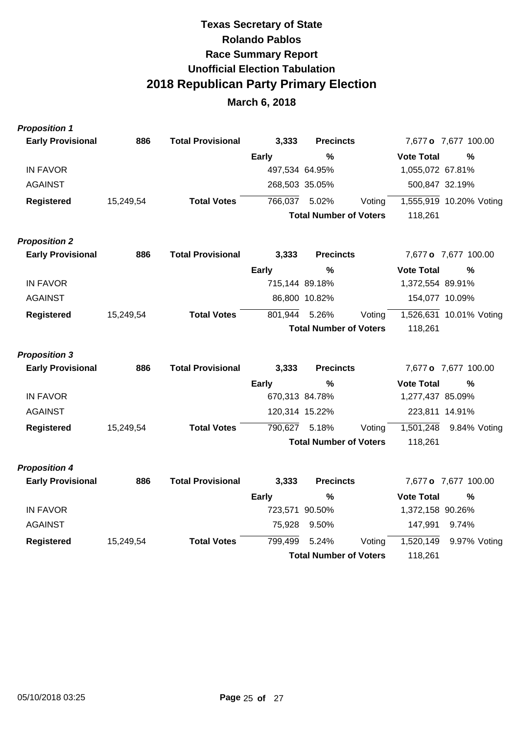# Texas Secretary of State
# Rolando Pablos
## Race Summary Report
## Unofficial Election Tabulation
# 2018 Republican Party Primary Election
## March 6, 2018

### *Proposition 1*

| **Early Provisional** | **886** | **Total Provisional** | **3,333** | **Precincts** | | 7,677 **o** 7,677 | 100.00 |
|---|---|---|---|---|---|---|---|
| | | | **Early** | **%** | | **Vote Total** | **%** |
| IN FAVOR | | | 497,534 | 64.95% | | 1,055,072 | 67.81% |
| AGAINST | | | 268,503 | 35.05% | | 500,847 | 32.19% |
| **Registered** | 15,249,54 | **Total Votes** | 766,037 | 5.02% | Voting | 1,555,919 | 10.20% Voting |
| | | | | **Total Number of Voters** | | 118,261 | |

### *Proposition 2*

| **Early Provisional** | **886** | **Total Provisional** | **3,333** | **Precincts** | | 7,677 **o** 7,677 | 100.00 |
|---|---|---|---|---|---|---|---|
| | | | **Early** | **%** | | **Vote Total** | **%** |
| IN FAVOR | | | 715,144 | 89.18% | | 1,372,554 | 89.91% |
| AGAINST | | | 86,800 | 10.82% | | 154,077 | 10.09% |
| **Registered** | 15,249,54 | **Total Votes** | 801,944 | 5.26% | Voting | 1,526,631 | 10.01% Voting |
| | | | | **Total Number of Voters** | | 118,261 | |

### *Proposition 3*

| **Early Provisional** | **886** | **Total Provisional** | **3,333** | **Precincts** | | 7,677 **o** 7,677 | 100.00 |
|---|---|---|---|---|---|---|---|
| | | | **Early** | **%** | | **Vote Total** | **%** |
| IN FAVOR | | | 670,313 | 84.78% | | 1,277,437 | 85.09% |
| AGAINST | | | 120,314 | 15.22% | | 223,811 | 14.91% |
| **Registered** | 15,249,54 | **Total Votes** | 790,627 | 5.18% | Voting | 1,501,248 | 9.84% Voting |
| | | | | **Total Number of Voters** | | 118,261 | |

### *Proposition 4*

| **Early Provisional** | **886** | **Total Provisional** | **3,333** | **Precincts** | | 7,677 **o** 7,677 | 100.00 |
|---|---|---|---|---|---|---|---|
| | | | **Early** | **%** | | **Vote Total** | **%** |
| IN FAVOR | | | 723,571 | 90.50% | | 1,372,158 | 90.26% |
| AGAINST | | | 75,928 | 9.50% | | 147,991 | 9.74% |
| **Registered** | 15,249,54 | **Total Votes** | 799,499 | 5.24% | Voting | 1,520,149 | 9.97% Voting |
| | | | | **Total Number of Voters** | | 118,261 | |

05/10/2018 03:25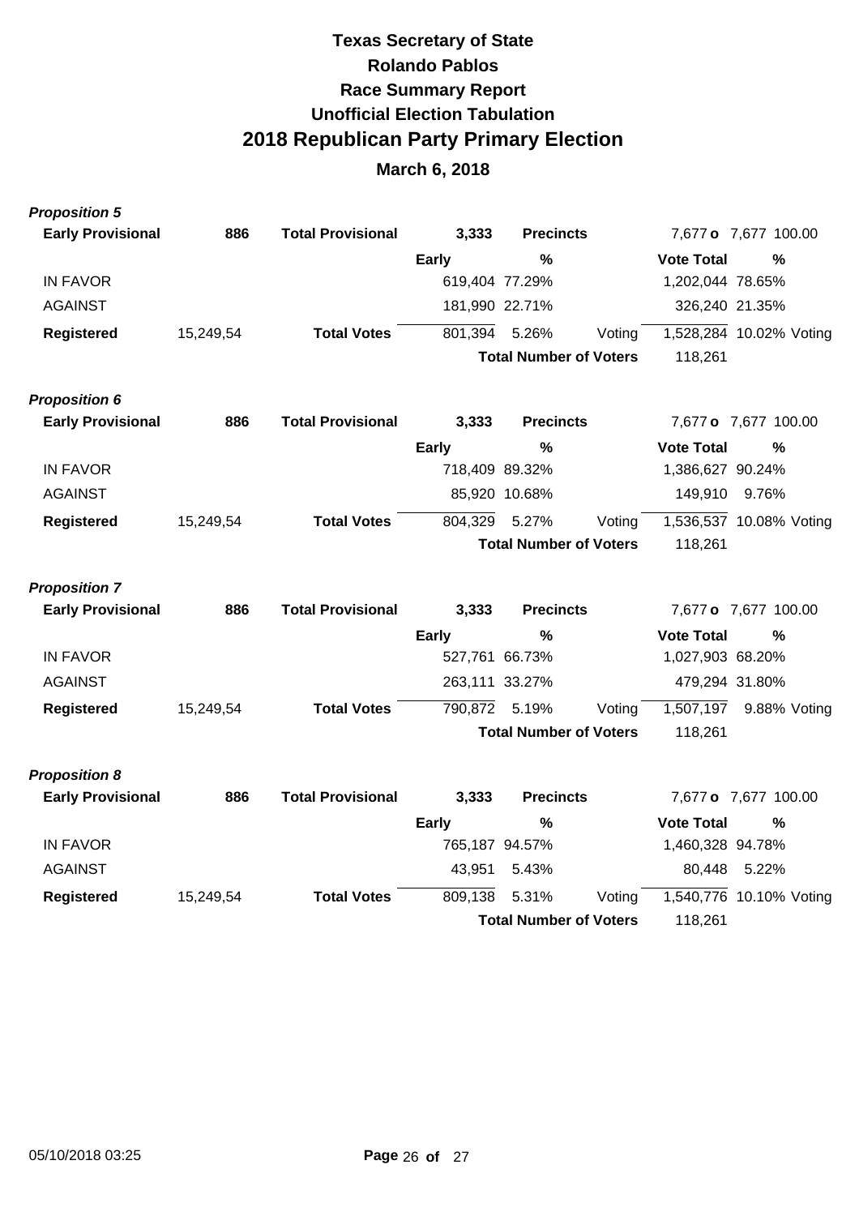# Texas Secretary of State
## Rolando Pablos
## Race Summary Report
## Unofficial Election Tabulation
# 2018 Republican Party Primary Election
## March 6, 2018

***Proposition 5***

| Early Provisional | 886 | Total Provisional | 3,333 | Precincts | | 7,677 o 7,677 100.00 | |
|---|---|---|---|---|---|---|---|
| | | | Early | % | | Vote Total | % |
| IN FAVOR | | | 619,404 | 77.29% | | 1,202,044 | 78.65% |
| AGAINST | | | 181,990 | 22.71% | | 326,240 | 21.35% |
| **Registered** | 15,249,54 | **Total Votes** | 801,394 | 5.26% | Voting | 1,528,284 | 10.02% Voting |
| | | | | **Total Number of Voters** | | 118,261 | |

***Proposition 6***

| Early Provisional | 886 | Total Provisional | 3,333 | Precincts | | 7,677 o 7,677 100.00 | |
|---|---|---|---|---|---|---|---|
| | | | Early | % | | Vote Total | % |
| IN FAVOR | | | 718,409 | 89.32% | | 1,386,627 | 90.24% |
| AGAINST | | | 85,920 | 10.68% | | 149,910 | 9.76% |
| **Registered** | 15,249,54 | **Total Votes** | 804,329 | 5.27% | Voting | 1,536,537 | 10.08% Voting |
| | | | | **Total Number of Voters** | | 118,261 | |

***Proposition 7***

| Early Provisional | 886 | Total Provisional | 3,333 | Precincts | | 7,677 o 7,677 100.00 | |
|---|---|---|---|---|---|---|---|
| | | | Early | % | | Vote Total | % |
| IN FAVOR | | | 527,761 | 66.73% | | 1,027,903 | 68.20% |
| AGAINST | | | 263,111 | 33.27% | | 479,294 | 31.80% |
| **Registered** | 15,249,54 | **Total Votes** | 790,872 | 5.19% | Voting | 1,507,197 | 9.88% Voting |
| | | | | **Total Number of Voters** | | 118,261 | |

***Proposition 8***

| Early Provisional | 886 | Total Provisional | 3,333 | Precincts | | 7,677 o 7,677 100.00 | |
|---|---|---|---|---|---|---|---|
| | | | Early | % | | Vote Total | % |
| IN FAVOR | | | 765,187 | 94.57% | | 1,460,328 | 94.78% |
| AGAINST | | | 43,951 | 5.43% | | 80,448 | 5.22% |
| **Registered** | 15,249,54 | **Total Votes** | 809,138 | 5.31% | Voting | 1,540,776 | 10.10% Voting |
| | | | | **Total Number of Voters** | | 118,261 | |

05/10/2018 03:25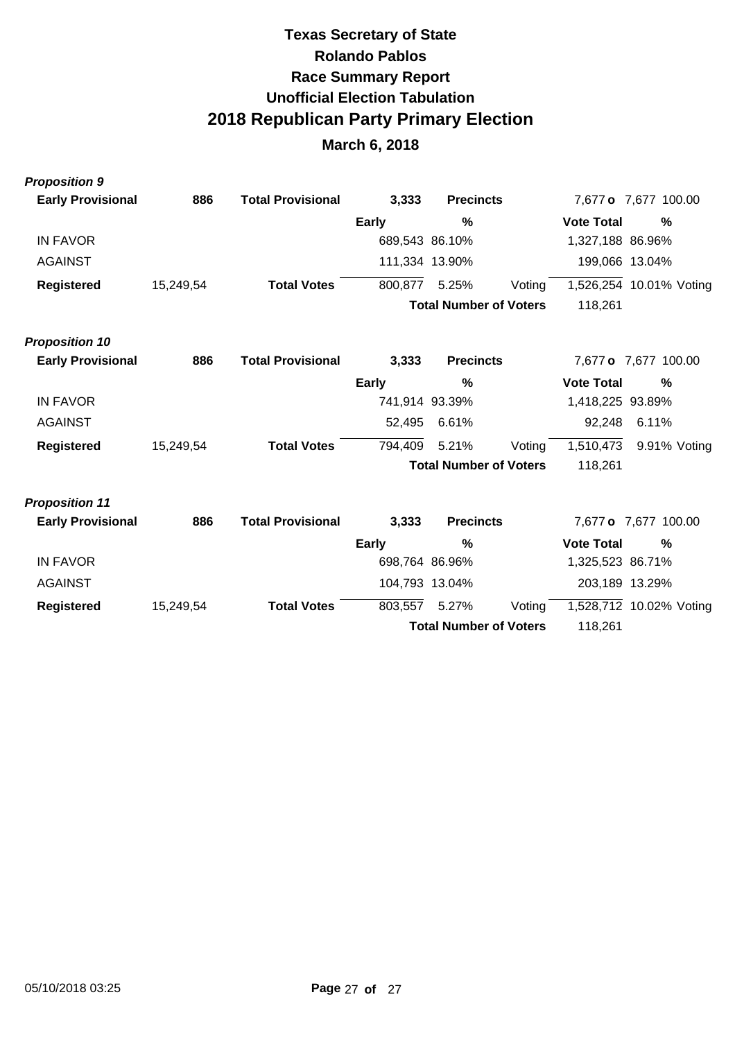# Texas Secretary of State
# Rolando Pablos
# Race Summary Report
# Unofficial Election Tabulation
# 2018 Republican Party Primary Election
## March 6, 2018

***Proposition 9***

| | | | | | | | |
|---|---|---|---|---|---|---|---|
| **Early Provisional** | **886** | **Total Provisional** | **3,333** | **Precincts** | | 7,677 **o** 7,677 | 100.00 |
| | | | **Early** | **%** | | **Vote Total** | **%** |
| IN FAVOR | | | 689,543 | 86.10% | | 1,327,188 | 86.96% |
| AGAINST | | | 111,334 | 13.90% | | 199,066 | 13.04% |
| **Registered** | 15,249,54 | **Total Votes** | 800,877 | 5.25% | Voting | 1,526,254 | 10.01% Voting |
| | | | **Total Number of Voters** | | | 118,261 | |

***Proposition 10***

| | | | | | | | |
|---|---|---|---|---|---|---|---|
| **Early Provisional** | **886** | **Total Provisional** | **3,333** | **Precincts** | | 7,677 **o** 7,677 | 100.00 |
| | | | **Early** | **%** | | **Vote Total** | **%** |
| IN FAVOR | | | 741,914 | 93.39% | | 1,418,225 | 93.89% |
| AGAINST | | | 52,495 | 6.61% | | 92,248 | 6.11% |
| **Registered** | 15,249,54 | **Total Votes** | 794,409 | 5.21% | Voting | 1,510,473 | 9.91% Voting |
| | | | **Total Number of Voters** | | | 118,261 | |

***Proposition 11***

| | | | | | | | |
|---|---|---|---|---|---|---|---|
| **Early Provisional** | **886** | **Total Provisional** | **3,333** | **Precincts** | | 7,677 **o** 7,677 | 100.00 |
| | | | **Early** | **%** | | **Vote Total** | **%** |
| IN FAVOR | | | 698,764 | 86.96% | | 1,325,523 | 86.71% |
| AGAINST | | | 104,793 | 13.04% | | 203,189 | 13.29% |
| **Registered** | 15,249,54 | **Total Votes** | 803,557 | 5.27% | Voting | 1,528,712 | 10.02% Voting |
| | | | **Total Number of Voters** | | | 118,261 | |

05/10/2018 03:25